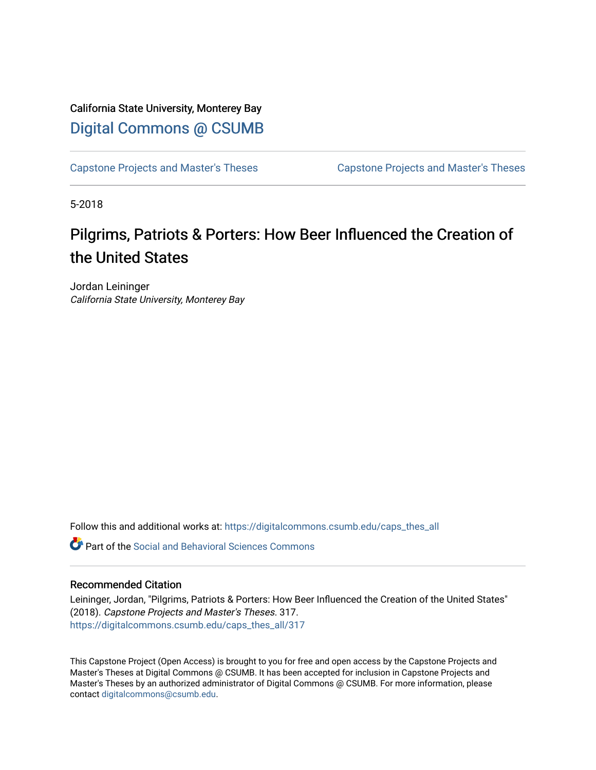California State University, Monterey Bay

Digital Commons @ CSUMB

Capstone Projects and Master's Theses

Capstone Projects and Master's Theses

5-2018

# Pilgrims, Patriots & Porters: How Beer Influenced the Creation of the United States

Jordan Leininger

*California State University, Monterey Bay*

Follow this and additional works at: https://digitalcommons.csumb.edu/caps_thes_all

Part of the Social and Behavioral Sciences Commons

## Recommended Citation

Leininger, Jordan, "Pilgrims, Patriots & Porters: How Beer Influenced the Creation of the United States" (2018). *Capstone Projects and Master's Theses*. 317.
https://digitalcommons.csumb.edu/caps_thes_all/317

This Capstone Project (Open Access) is brought to you for free and open access by the Capstone Projects and Master's Theses at Digital Commons @ CSUMB. It has been accepted for inclusion in Capstone Projects and Master's Theses by an authorized administrator of Digital Commons @ CSUMB. For more information, please contact digitalcommons@csumb.edu.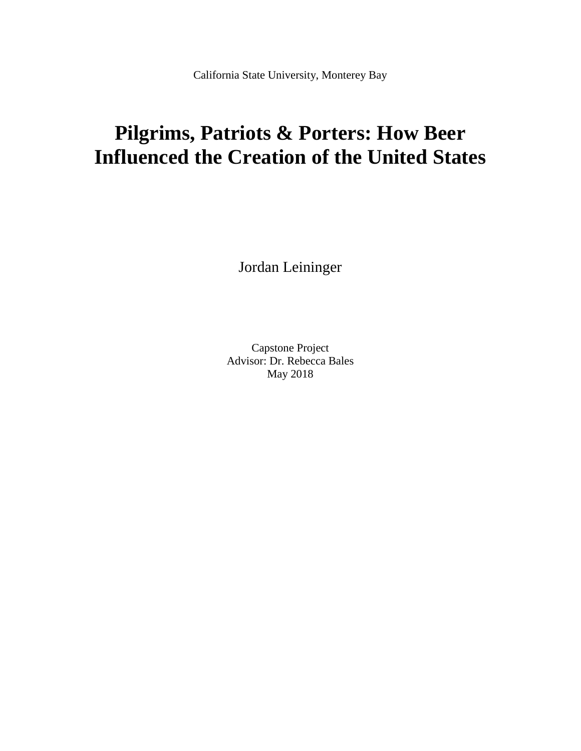California State University, Monterey Bay

# Pilgrims, Patriots & Porters: How Beer Influenced the Creation of the United States

Jordan Leininger

Capstone Project
Advisor: Dr. Rebecca Bales
May 2018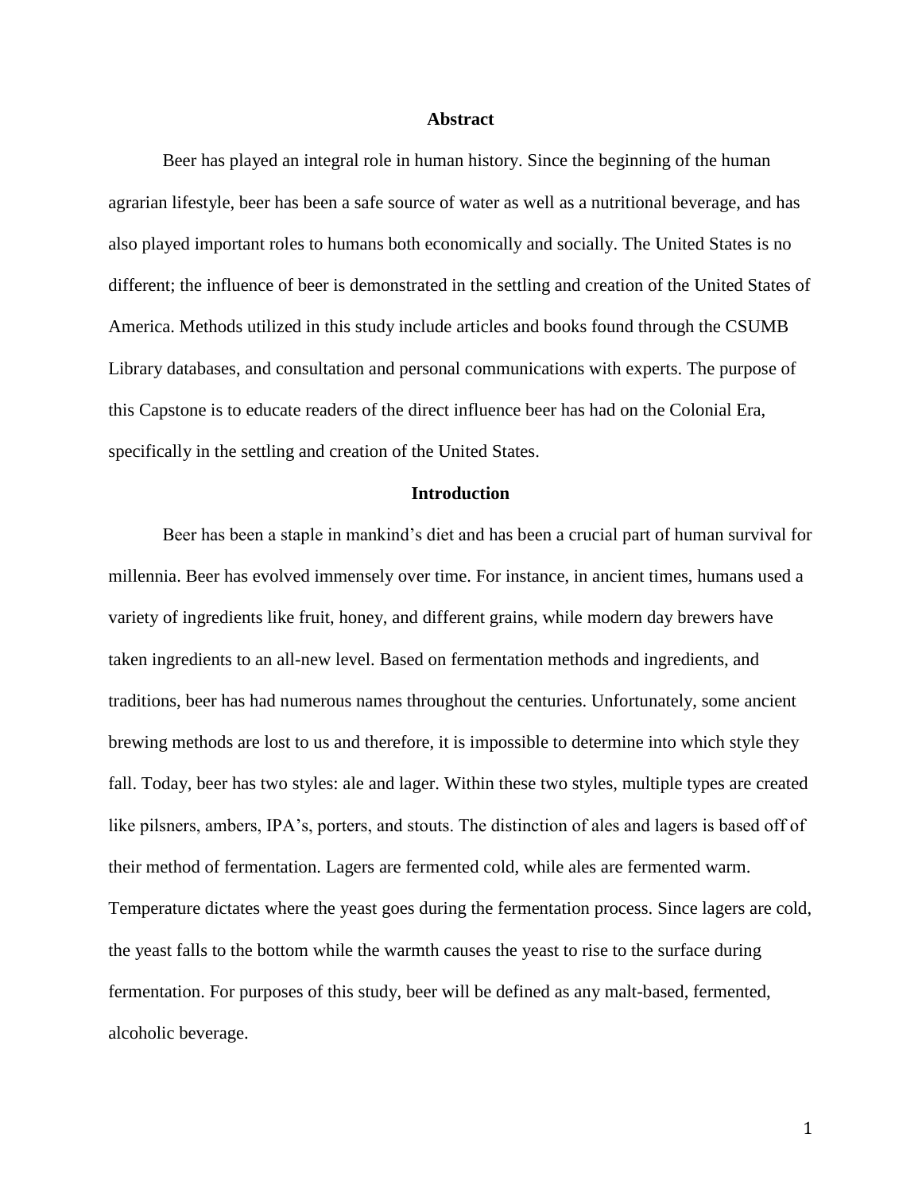## Abstract

Beer has played an integral role in human history. Since the beginning of the human agrarian lifestyle, beer has been a safe source of water as well as a nutritional beverage, and has also played important roles to humans both economically and socially. The United States is no different; the influence of beer is demonstrated in the settling and creation of the United States of America. Methods utilized in this study include articles and books found through the CSUMB Library databases, and consultation and personal communications with experts. The purpose of this Capstone is to educate readers of the direct influence beer has had on the Colonial Era, specifically in the settling and creation of the United States.

## Introduction

Beer has been a staple in mankind's diet and has been a crucial part of human survival for millennia. Beer has evolved immensely over time. For instance, in ancient times, humans used a variety of ingredients like fruit, honey, and different grains, while modern day brewers have taken ingredients to an all-new level. Based on fermentation methods and ingredients, and traditions, beer has had numerous names throughout the centuries. Unfortunately, some ancient brewing methods are lost to us and therefore, it is impossible to determine into which style they fall. Today, beer has two styles: ale and lager. Within these two styles, multiple types are created like pilsners, ambers, IPA's, porters, and stouts. The distinction of ales and lagers is based off of their method of fermentation. Lagers are fermented cold, while ales are fermented warm. Temperature dictates where the yeast goes during the fermentation process. Since lagers are cold, the yeast falls to the bottom while the warmth causes the yeast to rise to the surface during fermentation. For purposes of this study, beer will be defined as any malt-based, fermented, alcoholic beverage.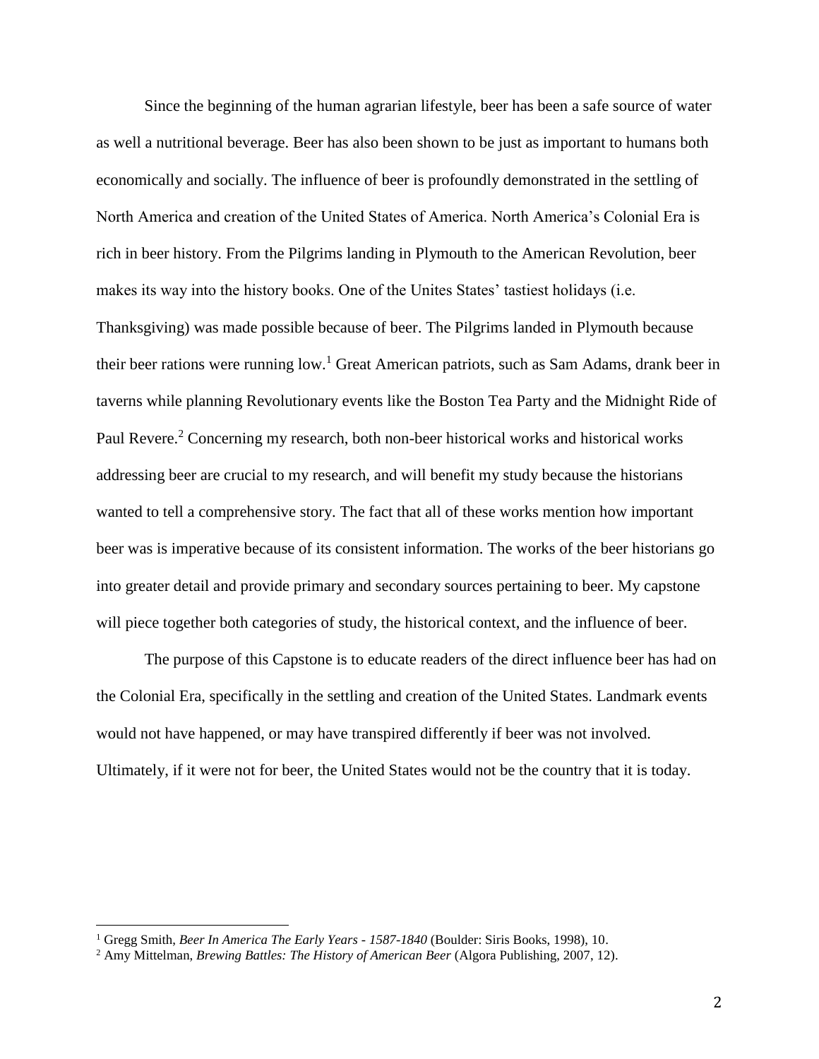Since the beginning of the human agrarian lifestyle, beer has been a safe source of water as well a nutritional beverage. Beer has also been shown to be just as important to humans both economically and socially. The influence of beer is profoundly demonstrated in the settling of North America and creation of the United States of America. North America's Colonial Era is rich in beer history. From the Pilgrims landing in Plymouth to the American Revolution, beer makes its way into the history books. One of the Unites States' tastiest holidays (i.e. Thanksgiving) was made possible because of beer. The Pilgrims landed in Plymouth because their beer rations were running low.[1] Great American patriots, such as Sam Adams, drank beer in taverns while planning Revolutionary events like the Boston Tea Party and the Midnight Ride of Paul Revere.[2] Concerning my research, both non-beer historical works and historical works addressing beer are crucial to my research, and will benefit my study because the historians wanted to tell a comprehensive story. The fact that all of these works mention how important beer was is imperative because of its consistent information. The works of the beer historians go into greater detail and provide primary and secondary sources pertaining to beer. My capstone will piece together both categories of study, the historical context, and the influence of beer.

The purpose of this Capstone is to educate readers of the direct influence beer has had on the Colonial Era, specifically in the settling and creation of the United States. Landmark events would not have happened, or may have transpired differently if beer was not involved. Ultimately, if it were not for beer, the United States would not be the country that it is today.

---

[1] Gregg Smith, *Beer In America The Early Years - 1587-1840* (Boulder: Siris Books, 1998), 10.

[2] Amy Mittelman, *Brewing Battles: The History of American Beer* (Algora Publishing, 2007, 12).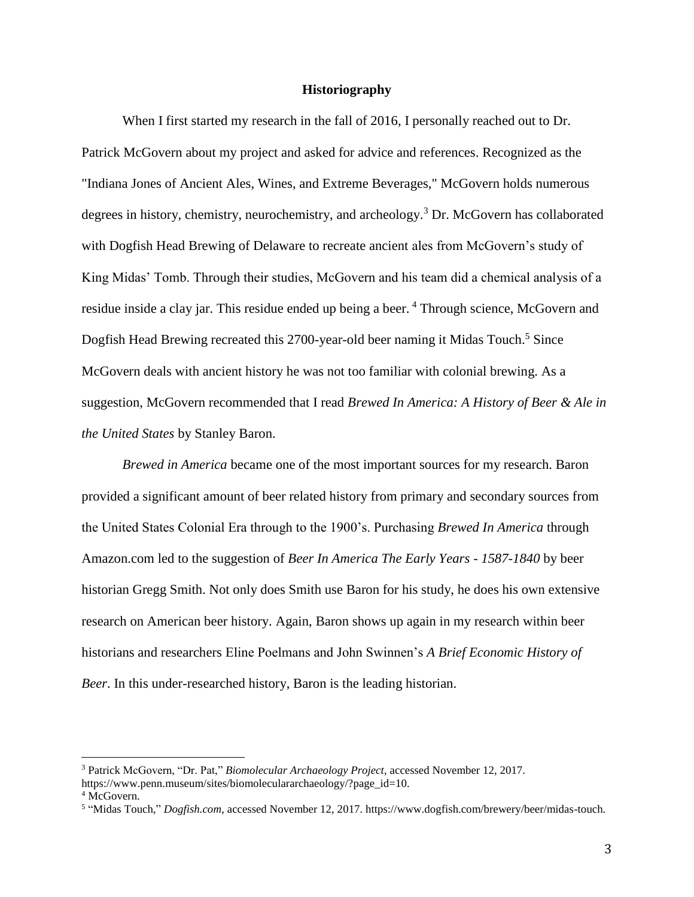## Historiography

When I first started my research in the fall of 2016, I personally reached out to Dr. Patrick McGovern about my project and asked for advice and references. Recognized as the "Indiana Jones of Ancient Ales, Wines, and Extreme Beverages," McGovern holds numerous degrees in history, chemistry, neurochemistry, and archeology.[3] Dr. McGovern has collaborated with Dogfish Head Brewing of Delaware to recreate ancient ales from McGovern's study of King Midas' Tomb. Through their studies, McGovern and his team did a chemical analysis of a residue inside a clay jar. This residue ended up being a beer. [4] Through science, McGovern and Dogfish Head Brewing recreated this 2700-year-old beer naming it Midas Touch.[5] Since McGovern deals with ancient history he was not too familiar with colonial brewing. As a suggestion, McGovern recommended that I read *Brewed In America: A History of Beer & Ale in the United States* by Stanley Baron.

*Brewed in America* became one of the most important sources for my research. Baron provided a significant amount of beer related history from primary and secondary sources from the United States Colonial Era through to the 1900's. Purchasing *Brewed In America* through Amazon.com led to the suggestion of *Beer In America The Early Years - 1587-1840* by beer historian Gregg Smith. Not only does Smith use Baron for his study, he does his own extensive research on American beer history. Again, Baron shows up again in my research within beer historians and researchers Eline Poelmans and John Swinnen's *A Brief Economic History of Beer*. In this under-researched history, Baron is the leading historian.

---

[3] Patrick McGovern, "Dr. Pat," *Biomolecular Archaeology Project*, accessed November 12, 2017. https://www.penn.museum/sites/biomoleculararchaeology/?page_id=10.

[4] McGovern.

[5] "Midas Touch," *Dogfish.com*, accessed November 12, 2017. https://www.dogfish.com/brewery/beer/midas-touch.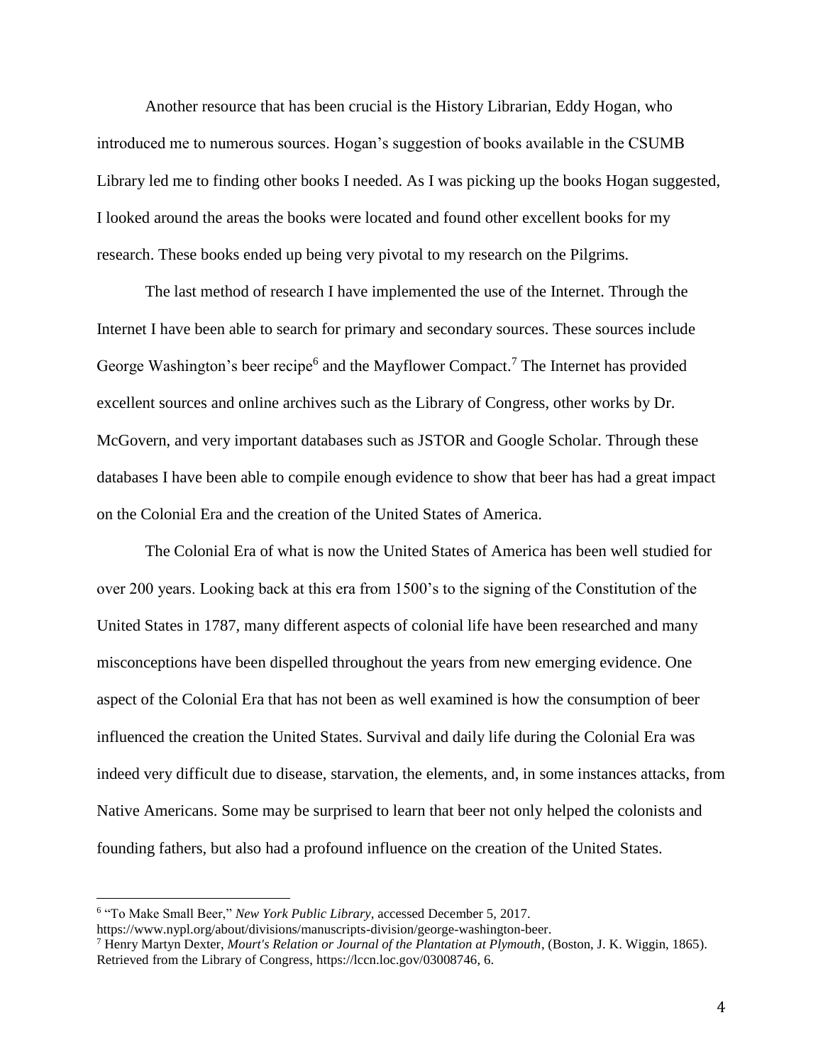Another resource that has been crucial is the History Librarian, Eddy Hogan, who introduced me to numerous sources. Hogan's suggestion of books available in the CSUMB Library led me to finding other books I needed. As I was picking up the books Hogan suggested, I looked around the areas the books were located and found other excellent books for my research. These books ended up being very pivotal to my research on the Pilgrims.

The last method of research I have implemented the use of the Internet. Through the Internet I have been able to search for primary and secondary sources. These sources include George Washington's beer recipe[6] and the Mayflower Compact.[7] The Internet has provided excellent sources and online archives such as the Library of Congress, other works by Dr. McGovern, and very important databases such as JSTOR and Google Scholar. Through these databases I have been able to compile enough evidence to show that beer has had a great impact on the Colonial Era and the creation of the United States of America.

The Colonial Era of what is now the United States of America has been well studied for over 200 years. Looking back at this era from 1500's to the signing of the Constitution of the United States in 1787, many different aspects of colonial life have been researched and many misconceptions have been dispelled throughout the years from new emerging evidence. One aspect of the Colonial Era that has not been as well examined is how the consumption of beer influenced the creation the United States. Survival and daily life during the Colonial Era was indeed very difficult due to disease, starvation, the elements, and, in some instances attacks, from Native Americans. Some may be surprised to learn that beer not only helped the colonists and founding fathers, but also had a profound influence on the creation of the United States.

---

[6] "To Make Small Beer," *New York Public Library*, accessed December 5, 2017. https://www.nypl.org/about/divisions/manuscripts-division/george-washington-beer.

[7] Henry Martyn Dexter, *Mourt's Relation or Journal of the Plantation at Plymouth*, (Boston, J. K. Wiggin, 1865). Retrieved from the Library of Congress, https://lccn.loc.gov/03008746, 6.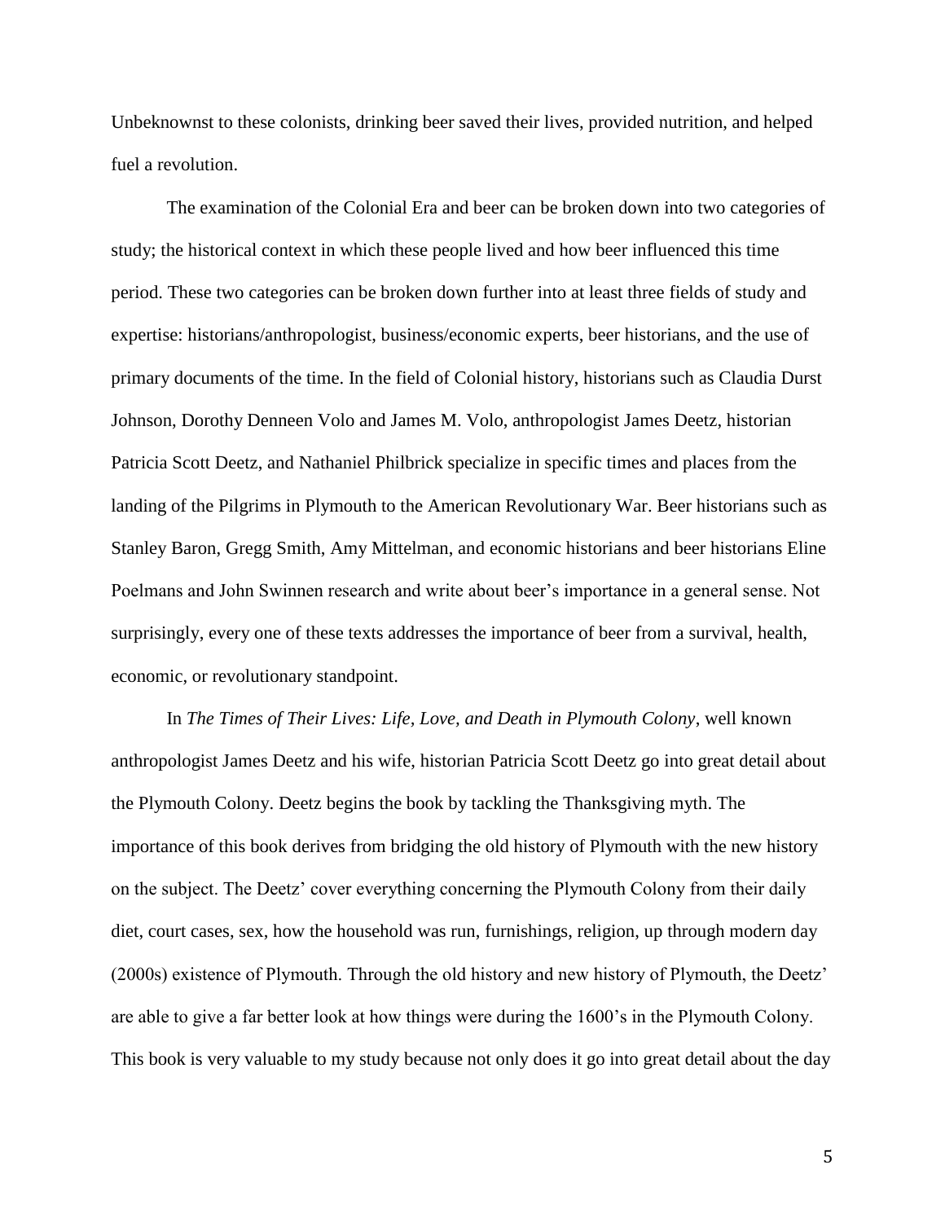Unbeknownst to these colonists, drinking beer saved their lives, provided nutrition, and helped fuel a revolution.

The examination of the Colonial Era and beer can be broken down into two categories of study; the historical context in which these people lived and how beer influenced this time period. These two categories can be broken down further into at least three fields of study and expertise: historians/anthropologist, business/economic experts, beer historians, and the use of primary documents of the time. In the field of Colonial history, historians such as Claudia Durst Johnson, Dorothy Denneen Volo and James M. Volo, anthropologist James Deetz, historian Patricia Scott Deetz, and Nathaniel Philbrick specialize in specific times and places from the landing of the Pilgrims in Plymouth to the American Revolutionary War. Beer historians such as Stanley Baron, Gregg Smith, Amy Mittelman, and economic historians and beer historians Eline Poelmans and John Swinnen research and write about beer's importance in a general sense. Not surprisingly, every one of these texts addresses the importance of beer from a survival, health, economic, or revolutionary standpoint.

In *The Times of Their Lives: Life, Love, and Death in Plymouth Colony*, well known anthropologist James Deetz and his wife, historian Patricia Scott Deetz go into great detail about the Plymouth Colony. Deetz begins the book by tackling the Thanksgiving myth. The importance of this book derives from bridging the old history of Plymouth with the new history on the subject. The Deetz' cover everything concerning the Plymouth Colony from their daily diet, court cases, sex, how the household was run, furnishings, religion, up through modern day (2000s) existence of Plymouth. Through the old history and new history of Plymouth, the Deetz' are able to give a far better look at how things were during the 1600's in the Plymouth Colony. This book is very valuable to my study because not only does it go into great detail about the day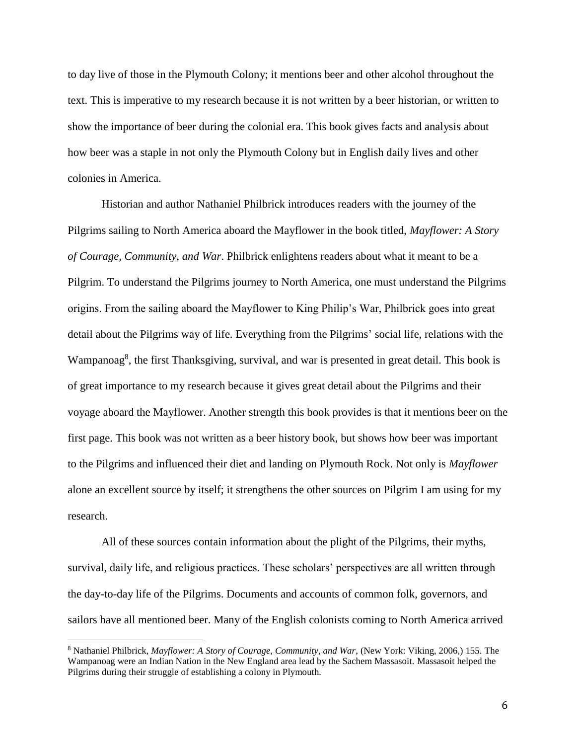to day live of those in the Plymouth Colony; it mentions beer and other alcohol throughout the text. This is imperative to my research because it is not written by a beer historian, or written to show the importance of beer during the colonial era. This book gives facts and analysis about how beer was a staple in not only the Plymouth Colony but in English daily lives and other colonies in America.

Historian and author Nathaniel Philbrick introduces readers with the journey of the Pilgrims sailing to North America aboard the Mayflower in the book titled, *Mayflower: A Story of Courage, Community, and War*. Philbrick enlightens readers about what it meant to be a Pilgrim. To understand the Pilgrims journey to North America, one must understand the Pilgrims origins. From the sailing aboard the Mayflower to King Philip's War, Philbrick goes into great detail about the Pilgrims way of life. Everything from the Pilgrims' social life, relations with the Wampanoag[8], the first Thanksgiving, survival, and war is presented in great detail. This book is of great importance to my research because it gives great detail about the Pilgrims and their voyage aboard the Mayflower. Another strength this book provides is that it mentions beer on the first page. This book was not written as a beer history book, but shows how beer was important to the Pilgrims and influenced their diet and landing on Plymouth Rock. Not only is *Mayflower* alone an excellent source by itself; it strengthens the other sources on Pilgrim I am using for my research.

All of these sources contain information about the plight of the Pilgrims, their myths, survival, daily life, and religious practices. These scholars' perspectives are all written through the day-to-day life of the Pilgrims. Documents and accounts of common folk, governors, and sailors have all mentioned beer. Many of the English colonists coming to North America arrived

---

[8] Nathaniel Philbrick, *Mayflower: A Story of Courage, Community, and War*, (New York: Viking, 2006,) 155. The Wampanoag were an Indian Nation in the New England area lead by the Sachem Massasoit. Massasoit helped the Pilgrims during their struggle of establishing a colony in Plymouth.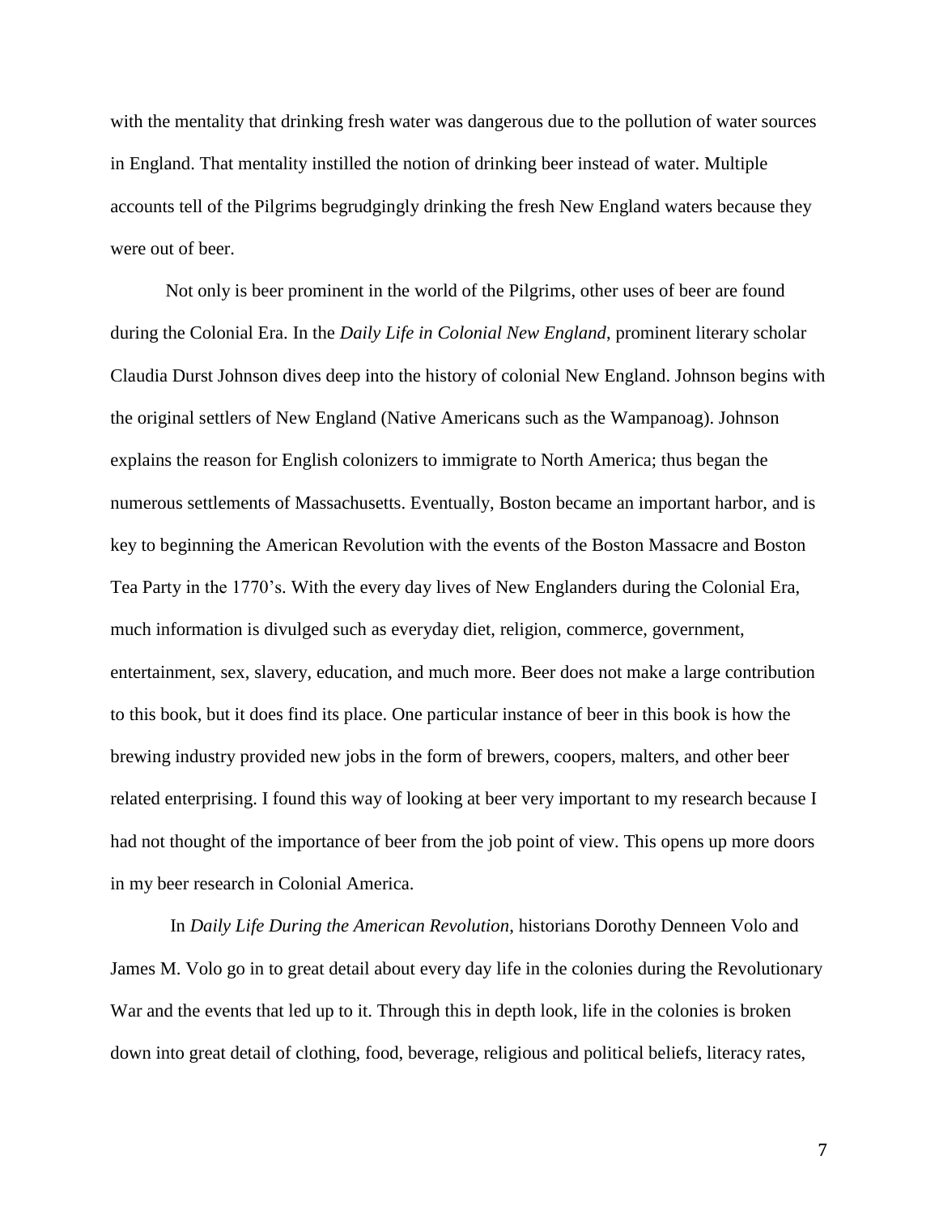with the mentality that drinking fresh water was dangerous due to the pollution of water sources in England. That mentality instilled the notion of drinking beer instead of water. Multiple accounts tell of the Pilgrims begrudgingly drinking the fresh New England waters because they were out of beer.

Not only is beer prominent in the world of the Pilgrims, other uses of beer are found during the Colonial Era. In the *Daily Life in Colonial New England*, prominent literary scholar Claudia Durst Johnson dives deep into the history of colonial New England. Johnson begins with the original settlers of New England (Native Americans such as the Wampanoag). Johnson explains the reason for English colonizers to immigrate to North America; thus began the numerous settlements of Massachusetts. Eventually, Boston became an important harbor, and is key to beginning the American Revolution with the events of the Boston Massacre and Boston Tea Party in the 1770's. With the every day lives of New Englanders during the Colonial Era, much information is divulged such as everyday diet, religion, commerce, government, entertainment, sex, slavery, education, and much more. Beer does not make a large contribution to this book, but it does find its place. One particular instance of beer in this book is how the brewing industry provided new jobs in the form of brewers, coopers, malters, and other beer related enterprising. I found this way of looking at beer very important to my research because I had not thought of the importance of beer from the job point of view. This opens up more doors in my beer research in Colonial America.

In *Daily Life During the American Revolution*, historians Dorothy Denneen Volo and James M. Volo go in to great detail about every day life in the colonies during the Revolutionary War and the events that led up to it. Through this in depth look, life in the colonies is broken down into great detail of clothing, food, beverage, religious and political beliefs, literacy rates,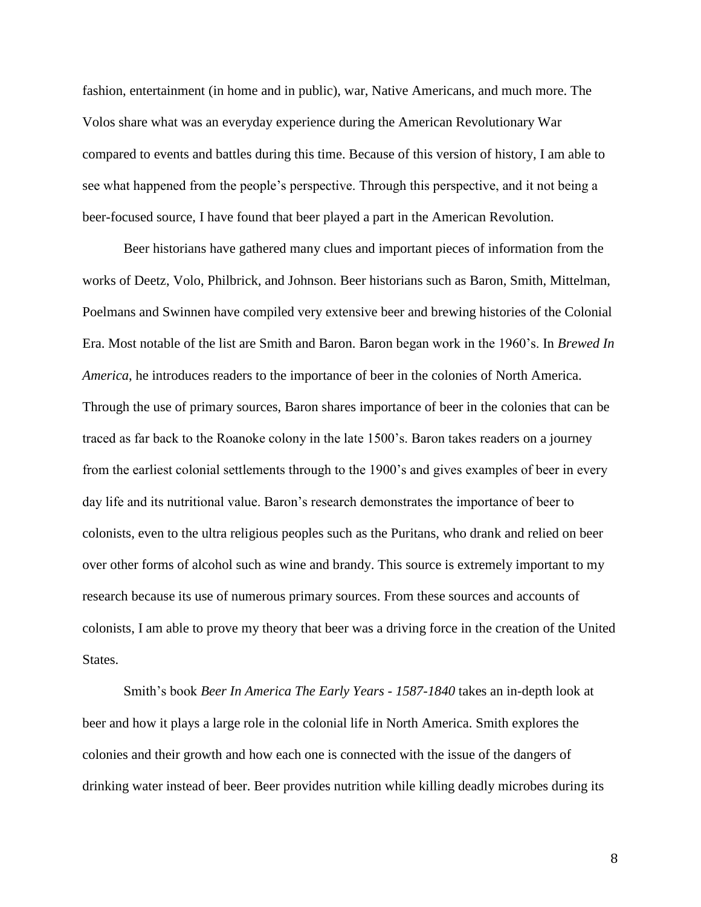fashion, entertainment (in home and in public), war, Native Americans, and much more. The Volos share what was an everyday experience during the American Revolutionary War compared to events and battles during this time. Because of this version of history, I am able to see what happened from the people's perspective. Through this perspective, and it not being a beer-focused source, I have found that beer played a part in the American Revolution.

Beer historians have gathered many clues and important pieces of information from the works of Deetz, Volo, Philbrick, and Johnson. Beer historians such as Baron, Smith, Mittelman, Poelmans and Swinnen have compiled very extensive beer and brewing histories of the Colonial Era. Most notable of the list are Smith and Baron. Baron began work in the 1960's. In *Brewed In America*, he introduces readers to the importance of beer in the colonies of North America. Through the use of primary sources, Baron shares importance of beer in the colonies that can be traced as far back to the Roanoke colony in the late 1500's. Baron takes readers on a journey from the earliest colonial settlements through to the 1900's and gives examples of beer in every day life and its nutritional value. Baron's research demonstrates the importance of beer to colonists, even to the ultra religious peoples such as the Puritans, who drank and relied on beer over other forms of alcohol such as wine and brandy. This source is extremely important to my research because its use of numerous primary sources. From these sources and accounts of colonists, I am able to prove my theory that beer was a driving force in the creation of the United States.

Smith's book *Beer In America The Early Years - 1587-1840* takes an in-depth look at beer and how it plays a large role in the colonial life in North America. Smith explores the colonies and their growth and how each one is connected with the issue of the dangers of drinking water instead of beer. Beer provides nutrition while killing deadly microbes during its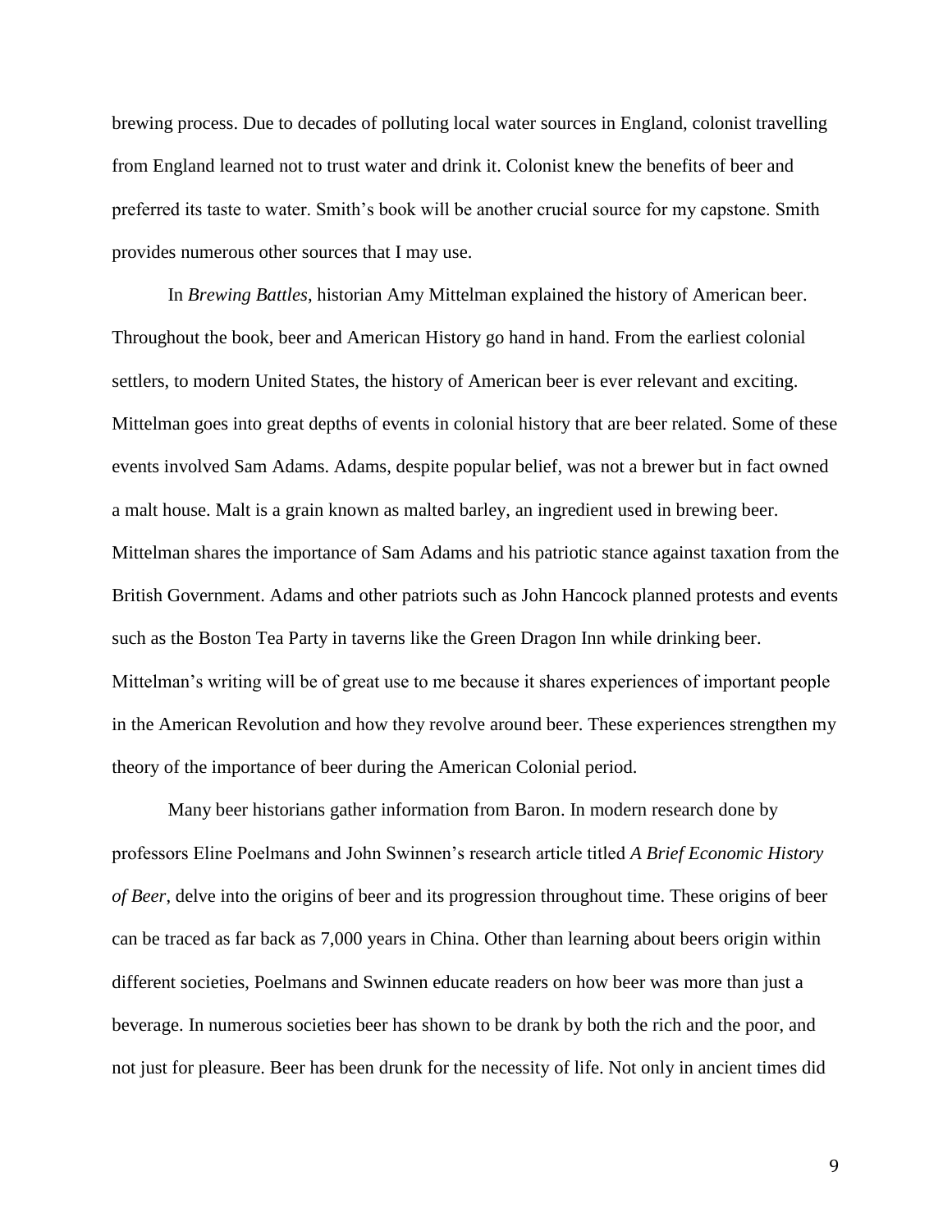brewing process. Due to decades of polluting local water sources in England, colonist travelling from England learned not to trust water and drink it. Colonist knew the benefits of beer and preferred its taste to water. Smith's book will be another crucial source for my capstone. Smith provides numerous other sources that I may use.

In *Brewing Battles*, historian Amy Mittelman explained the history of American beer. Throughout the book, beer and American History go hand in hand. From the earliest colonial settlers, to modern United States, the history of American beer is ever relevant and exciting. Mittelman goes into great depths of events in colonial history that are beer related. Some of these events involved Sam Adams. Adams, despite popular belief, was not a brewer but in fact owned a malt house. Malt is a grain known as malted barley, an ingredient used in brewing beer. Mittelman shares the importance of Sam Adams and his patriotic stance against taxation from the British Government. Adams and other patriots such as John Hancock planned protests and events such as the Boston Tea Party in taverns like the Green Dragon Inn while drinking beer. Mittelman's writing will be of great use to me because it shares experiences of important people in the American Revolution and how they revolve around beer. These experiences strengthen my theory of the importance of beer during the American Colonial period.

Many beer historians gather information from Baron. In modern research done by professors Eline Poelmans and John Swinnen's research article titled *A Brief Economic History of Beer*, delve into the origins of beer and its progression throughout time. These origins of beer can be traced as far back as 7,000 years in China. Other than learning about beers origin within different societies, Poelmans and Swinnen educate readers on how beer was more than just a beverage. In numerous societies beer has shown to be drank by both the rich and the poor, and not just for pleasure. Beer has been drunk for the necessity of life. Not only in ancient times did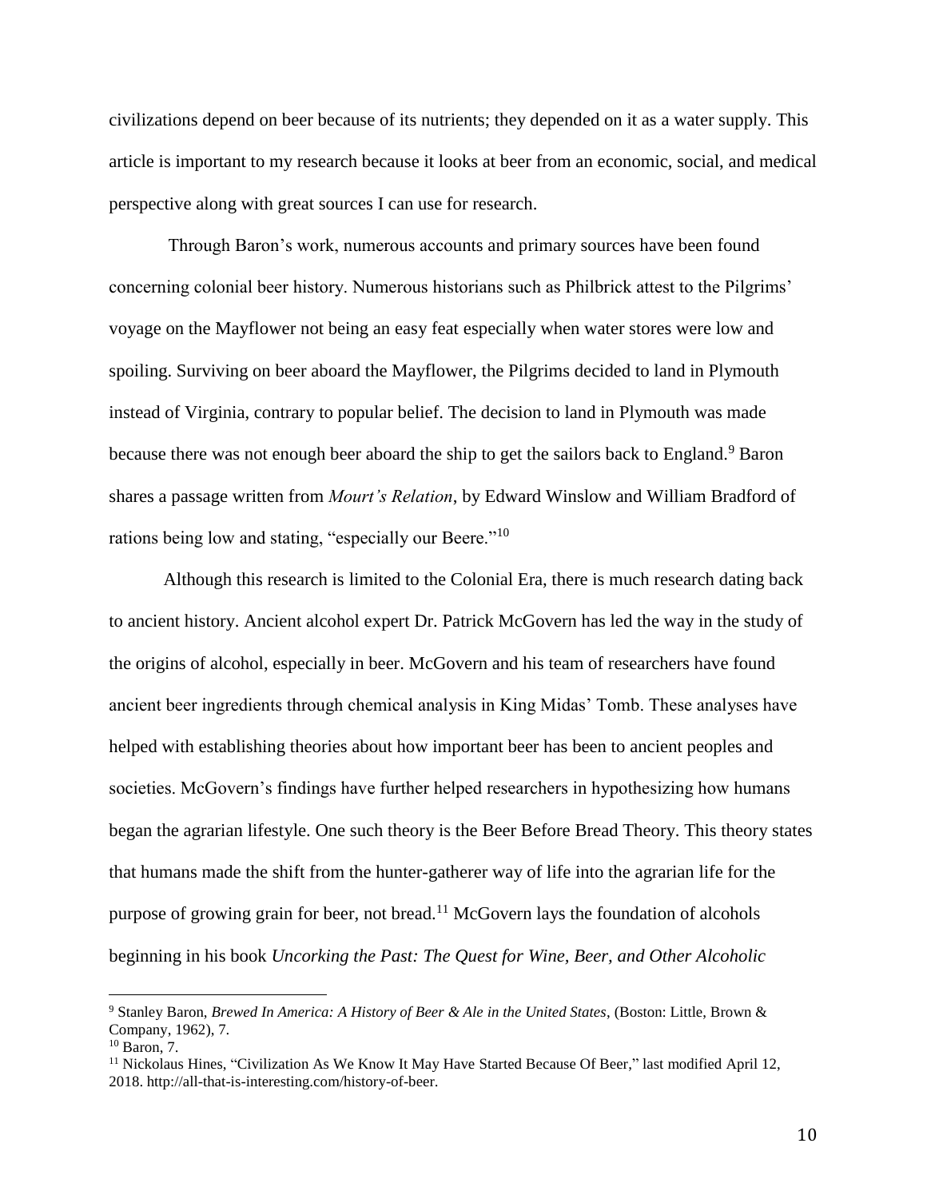civilizations depend on beer because of its nutrients; they depended on it as a water supply. This article is important to my research because it looks at beer from an economic, social, and medical perspective along with great sources I can use for research.

Through Baron's work, numerous accounts and primary sources have been found concerning colonial beer history. Numerous historians such as Philbrick attest to the Pilgrims' voyage on the Mayflower not being an easy feat especially when water stores were low and spoiling. Surviving on beer aboard the Mayflower, the Pilgrims decided to land in Plymouth instead of Virginia, contrary to popular belief. The decision to land in Plymouth was made because there was not enough beer aboard the ship to get the sailors back to England.[9] Baron shares a passage written from *Mourt's Relation*, by Edward Winslow and William Bradford of rations being low and stating, "especially our Beere."[10]

Although this research is limited to the Colonial Era, there is much research dating back to ancient history. Ancient alcohol expert Dr. Patrick McGovern has led the way in the study of the origins of alcohol, especially in beer. McGovern and his team of researchers have found ancient beer ingredients through chemical analysis in King Midas' Tomb. These analyses have helped with establishing theories about how important beer has been to ancient peoples and societies. McGovern's findings have further helped researchers in hypothesizing how humans began the agrarian lifestyle. One such theory is the Beer Before Bread Theory. This theory states that humans made the shift from the hunter-gatherer way of life into the agrarian life for the purpose of growing grain for beer, not bread.[11] McGovern lays the foundation of alcohols beginning in his book *Uncorking the Past: The Quest for Wine, Beer, and Other Alcoholic*

---

[9] Stanley Baron, *Brewed In America: A History of Beer & Ale in the United States*, (Boston: Little, Brown & Company, 1962), 7.

[10] Baron, 7.

[11] Nickolaus Hines, "Civilization As We Know It May Have Started Because Of Beer," last modified April 12, 2018. http://all-that-is-interesting.com/history-of-beer.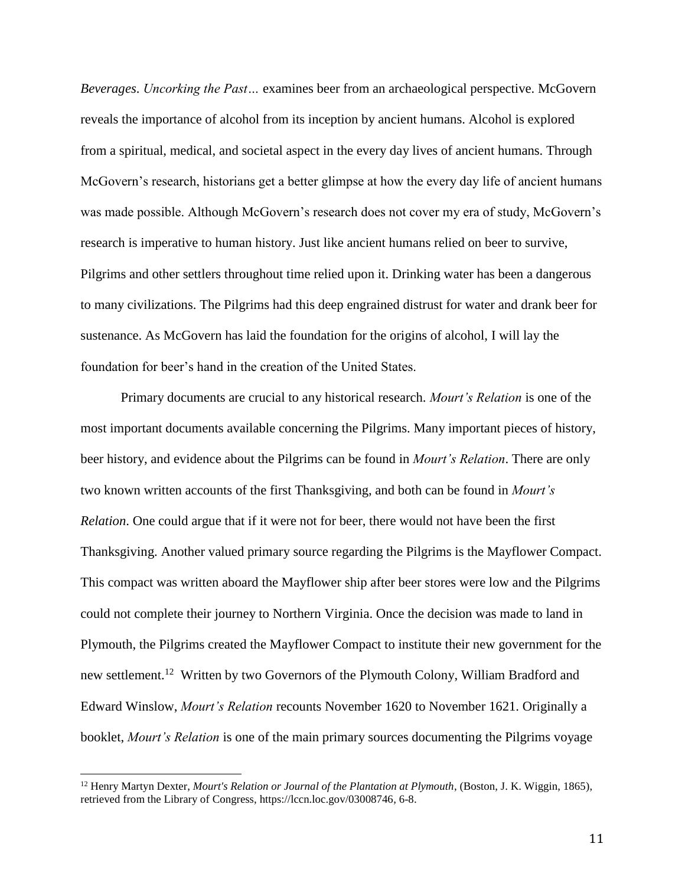*Beverages*. *Uncorking the Past…* examines beer from an archaeological perspective. McGovern reveals the importance of alcohol from its inception by ancient humans. Alcohol is explored from a spiritual, medical, and societal aspect in the every day lives of ancient humans. Through McGovern's research, historians get a better glimpse at how the every day life of ancient humans was made possible. Although McGovern's research does not cover my era of study, McGovern's research is imperative to human history. Just like ancient humans relied on beer to survive, Pilgrims and other settlers throughout time relied upon it. Drinking water has been a dangerous to many civilizations. The Pilgrims had this deep engrained distrust for water and drank beer for sustenance. As McGovern has laid the foundation for the origins of alcohol, I will lay the foundation for beer's hand in the creation of the United States.

Primary documents are crucial to any historical research. *Mourt's Relation* is one of the most important documents available concerning the Pilgrims. Many important pieces of history, beer history, and evidence about the Pilgrims can be found in *Mourt's Relation*. There are only two known written accounts of the first Thanksgiving, and both can be found in *Mourt's Relation*. One could argue that if it were not for beer, there would not have been the first Thanksgiving. Another valued primary source regarding the Pilgrims is the Mayflower Compact. This compact was written aboard the Mayflower ship after beer stores were low and the Pilgrims could not complete their journey to Northern Virginia. Once the decision was made to land in Plymouth, the Pilgrims created the Mayflower Compact to institute their new government for the new settlement.[12] Written by two Governors of the Plymouth Colony, William Bradford and Edward Winslow, *Mourt's Relation* recounts November 1620 to November 1621. Originally a booklet, *Mourt's Relation* is one of the main primary sources documenting the Pilgrims voyage

[12] Henry Martyn Dexter, *Mourt's Relation or Journal of the Plantation at Plymouth*, (Boston, J. K. Wiggin, 1865), retrieved from the Library of Congress, https://lccn.loc.gov/03008746, 6-8.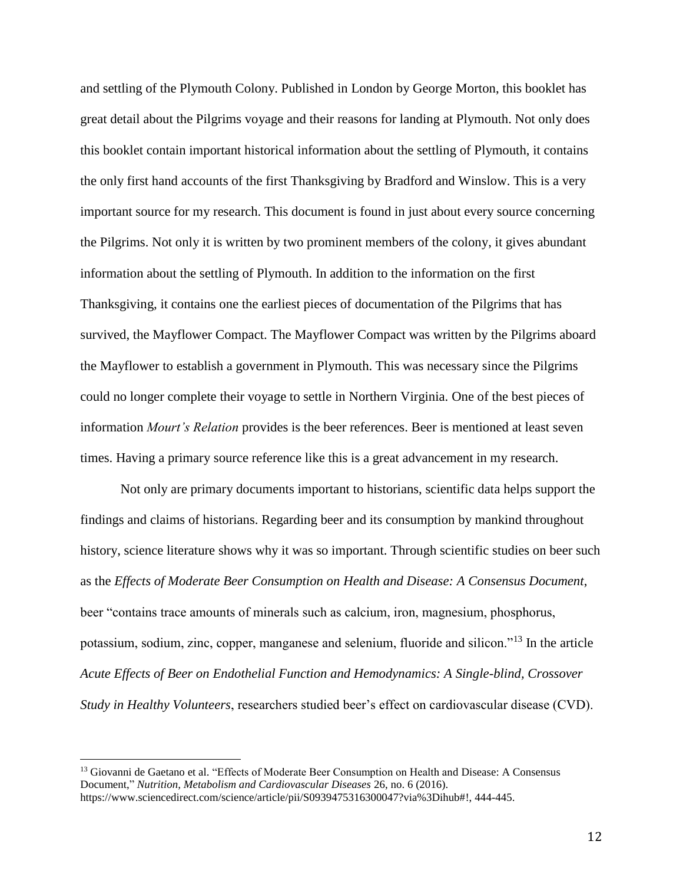and settling of the Plymouth Colony. Published in London by George Morton, this booklet has great detail about the Pilgrims voyage and their reasons for landing at Plymouth. Not only does this booklet contain important historical information about the settling of Plymouth, it contains the only first hand accounts of the first Thanksgiving by Bradford and Winslow. This is a very important source for my research. This document is found in just about every source concerning the Pilgrims. Not only it is written by two prominent members of the colony, it gives abundant information about the settling of Plymouth. In addition to the information on the first Thanksgiving, it contains one the earliest pieces of documentation of the Pilgrims that has survived, the Mayflower Compact. The Mayflower Compact was written by the Pilgrims aboard the Mayflower to establish a government in Plymouth. This was necessary since the Pilgrims could no longer complete their voyage to settle in Northern Virginia. One of the best pieces of information *Mourt's Relation* provides is the beer references. Beer is mentioned at least seven times. Having a primary source reference like this is a great advancement in my research.

Not only are primary documents important to historians, scientific data helps support the findings and claims of historians. Regarding beer and its consumption by mankind throughout history, science literature shows why it was so important. Through scientific studies on beer such as the *Effects of Moderate Beer Consumption on Health and Disease: A Consensus Document*, beer "contains trace amounts of minerals such as calcium, iron, magnesium, phosphorus, potassium, sodium, zinc, copper, manganese and selenium, fluoride and silicon."[13] In the article *Acute Effects of Beer on Endothelial Function and Hemodynamics: A Single-blind, Crossover Study in Healthy Volunteers*, researchers studied beer's effect on cardiovascular disease (CVD).

[13] Giovanni de Gaetano et al. "Effects of Moderate Beer Consumption on Health and Disease: A Consensus Document," *Nutrition, Metabolism and Cardiovascular Diseases* 26, no. 6 (2016). https://www.sciencedirect.com/science/article/pii/S0939475316300047?via%3Dihub#!, 444-445.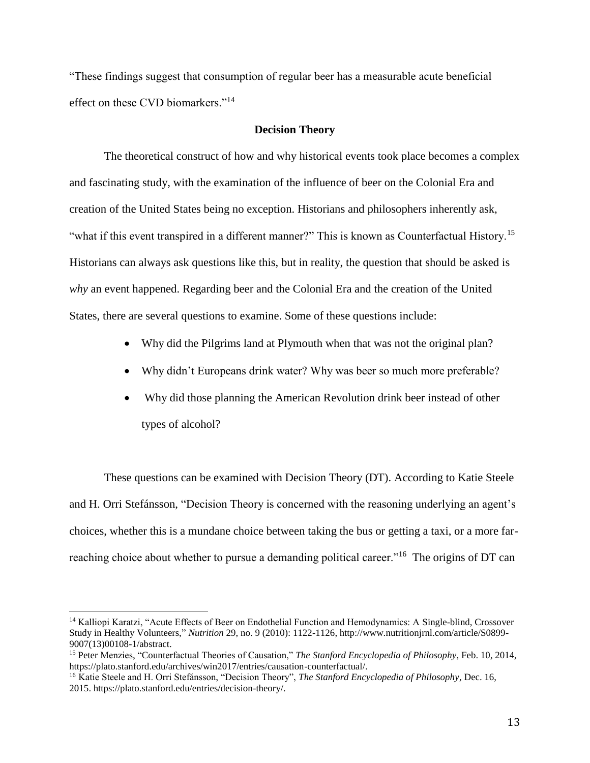"These findings suggest that consumption of regular beer has a measurable acute beneficial effect on these CVD biomarkers."[14]

## Decision Theory

The theoretical construct of how and why historical events took place becomes a complex and fascinating study, with the examination of the influence of beer on the Colonial Era and creation of the United States being no exception. Historians and philosophers inherently ask, "what if this event transpired in a different manner?" This is known as Counterfactual History.[15] Historians can always ask questions like this, but in reality, the question that should be asked is *why* an event happened. Regarding beer and the Colonial Era and the creation of the United States, there are several questions to examine. Some of these questions include:

- Why did the Pilgrims land at Plymouth when that was not the original plan?
- Why didn't Europeans drink water? Why was beer so much more preferable?
- Why did those planning the American Revolution drink beer instead of other types of alcohol?

These questions can be examined with Decision Theory (DT). According to Katie Steele and H. Orri Stefánsson, "Decision Theory is concerned with the reasoning underlying an agent's choices, whether this is a mundane choice between taking the bus or getting a taxi, or a more far-reaching choice about whether to pursue a demanding political career."[16] The origins of DT can

---

[14] Kalliopi Karatzi, "Acute Effects of Beer on Endothelial Function and Hemodynamics: A Single-blind, Crossover Study in Healthy Volunteers," *Nutrition* 29, no. 9 (2010): 1122-1126, http://www.nutritionjrnl.com/article/S0899-9007(13)00108-1/abstract.

[15] Peter Menzies, "Counterfactual Theories of Causation," *The Stanford Encyclopedia of Philosophy*, Feb. 10, 2014, https://plato.stanford.edu/archives/win2017/entries/causation-counterfactual/.

[16] Katie Steele and H. Orri Stefánsson, "Decision Theory", *The Stanford Encyclopedia of Philosophy*, Dec. 16, 2015. https://plato.stanford.edu/entries/decision-theory/.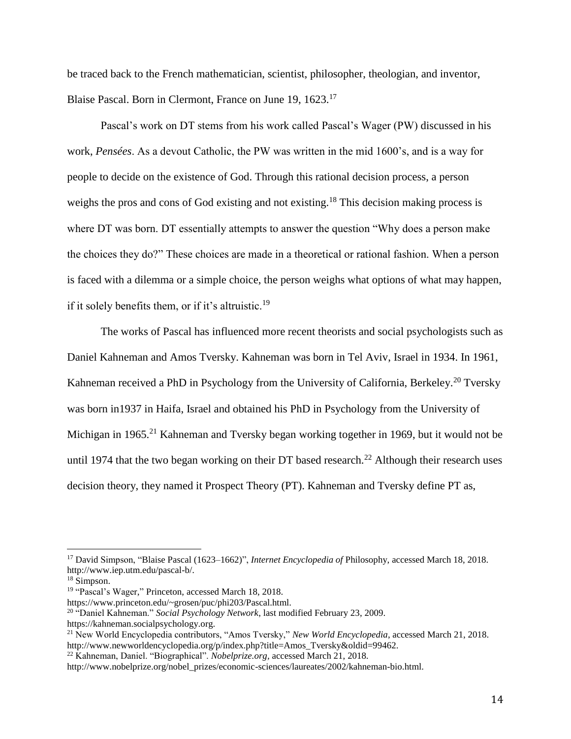be traced back to the French mathematician, scientist, philosopher, theologian, and inventor, Blaise Pascal. Born in Clermont, France on June 19, 1623.[17]

Pascal's work on DT stems from his work called Pascal's Wager (PW) discussed in his work, *Pensées*. As a devout Catholic, the PW was written in the mid 1600's, and is a way for people to decide on the existence of God. Through this rational decision process, a person weighs the pros and cons of God existing and not existing.[18] This decision making process is where DT was born. DT essentially attempts to answer the question "Why does a person make the choices they do?" These choices are made in a theoretical or rational fashion. When a person is faced with a dilemma or a simple choice, the person weighs what options of what may happen, if it solely benefits them, or if it's altruistic.[19]

The works of Pascal has influenced more recent theorists and social psychologists such as Daniel Kahneman and Amos Tversky. Kahneman was born in Tel Aviv, Israel in 1934. In 1961, Kahneman received a PhD in Psychology from the University of California, Berkeley.[20] Tversky was born in1937 in Haifa, Israel and obtained his PhD in Psychology from the University of Michigan in 1965.[21] Kahneman and Tversky began working together in 1969, but it would not be until 1974 that the two began working on their DT based research.[22] Although their research uses decision theory, they named it Prospect Theory (PT). Kahneman and Tversky define PT as,

---

[17] David Simpson, "Blaise Pascal (1623–1662)", *Internet Encyclopedia of* Philosophy, accessed March 18, 2018. http://www.iep.utm.edu/pascal-b/.

[18] Simpson.

[19] "Pascal's Wager," Princeton, accessed March 18, 2018. https://www.princeton.edu/~grosen/puc/phi203/Pascal.html.

[20] "Daniel Kahneman." *Social Psychology Network*, last modified February 23, 2009. https://kahneman.socialpsychology.org.

[21] New World Encyclopedia contributors, "Amos Tversky," *New World Encyclopedia*, accessed March 21, 2018. http://www.newworldencyclopedia.org/p/index.php?title=Amos_Tversky&oldid=99462.

[22] Kahneman, Daniel. "Biographical". *Nobelprize.org*, accessed March 21, 2018. http://www.nobelprize.org/nobel_prizes/economic-sciences/laureates/2002/kahneman-bio.html.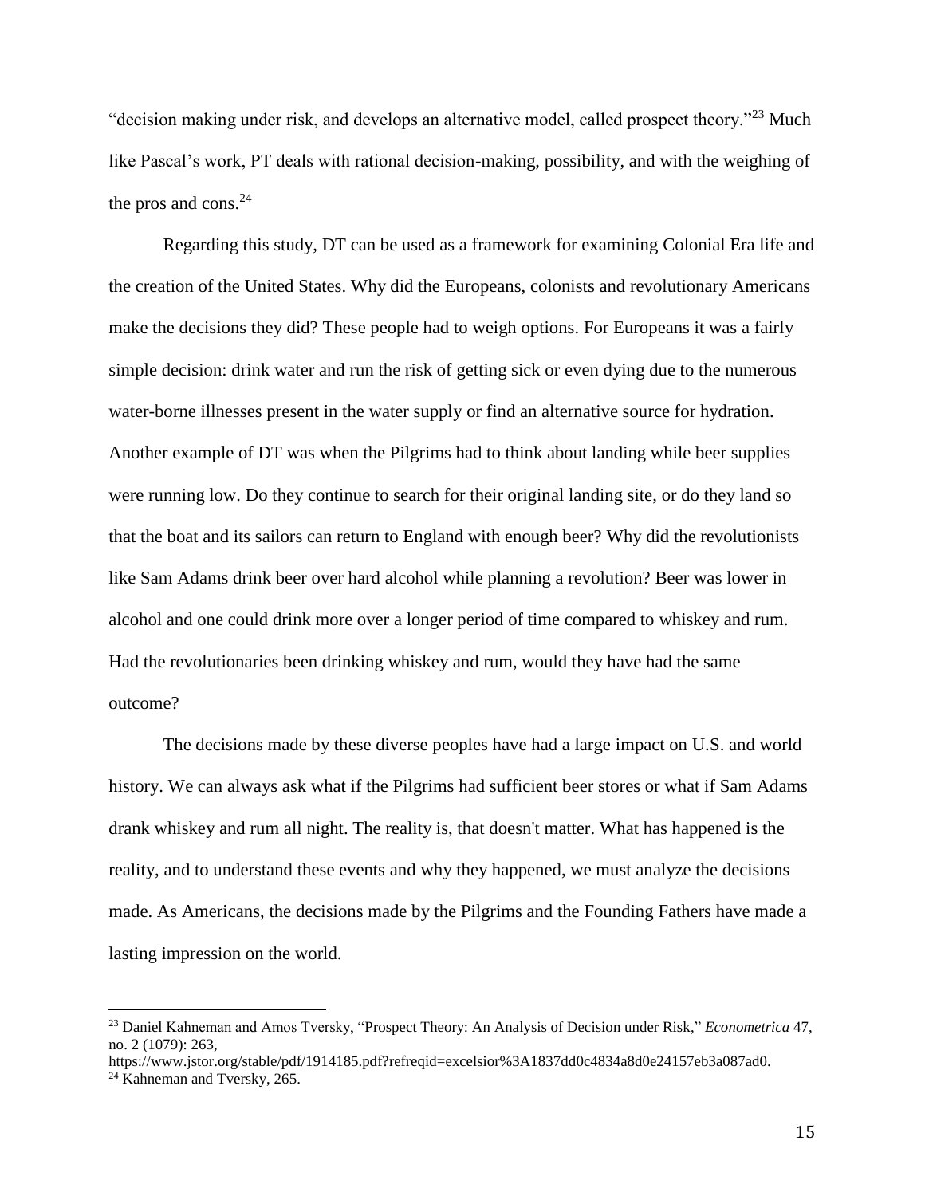"decision making under risk, and develops an alternative model, called prospect theory."[23] Much like Pascal's work, PT deals with rational decision-making, possibility, and with the weighing of the pros and cons.[24]

Regarding this study, DT can be used as a framework for examining Colonial Era life and the creation of the United States. Why did the Europeans, colonists and revolutionary Americans make the decisions they did? These people had to weigh options. For Europeans it was a fairly simple decision: drink water and run the risk of getting sick or even dying due to the numerous water-borne illnesses present in the water supply or find an alternative source for hydration. Another example of DT was when the Pilgrims had to think about landing while beer supplies were running low. Do they continue to search for their original landing site, or do they land so that the boat and its sailors can return to England with enough beer? Why did the revolutionists like Sam Adams drink beer over hard alcohol while planning a revolution? Beer was lower in alcohol and one could drink more over a longer period of time compared to whiskey and rum. Had the revolutionaries been drinking whiskey and rum, would they have had the same outcome?

The decisions made by these diverse peoples have had a large impact on U.S. and world history. We can always ask what if the Pilgrims had sufficient beer stores or what if Sam Adams drank whiskey and rum all night. The reality is, that doesn't matter. What has happened is the reality, and to understand these events and why they happened, we must analyze the decisions made. As Americans, the decisions made by the Pilgrims and the Founding Fathers have made a lasting impression on the world.

---

[23] Daniel Kahneman and Amos Tversky, "Prospect Theory: An Analysis of Decision under Risk," *Econometrica* 47, no. 2 (1079): 263, https://www.jstor.org/stable/pdf/1914185.pdf?refreqid=excelsior%3A1837dd0c4834a8d0e24157eb3a087ad0.

[24] Kahneman and Tversky, 265.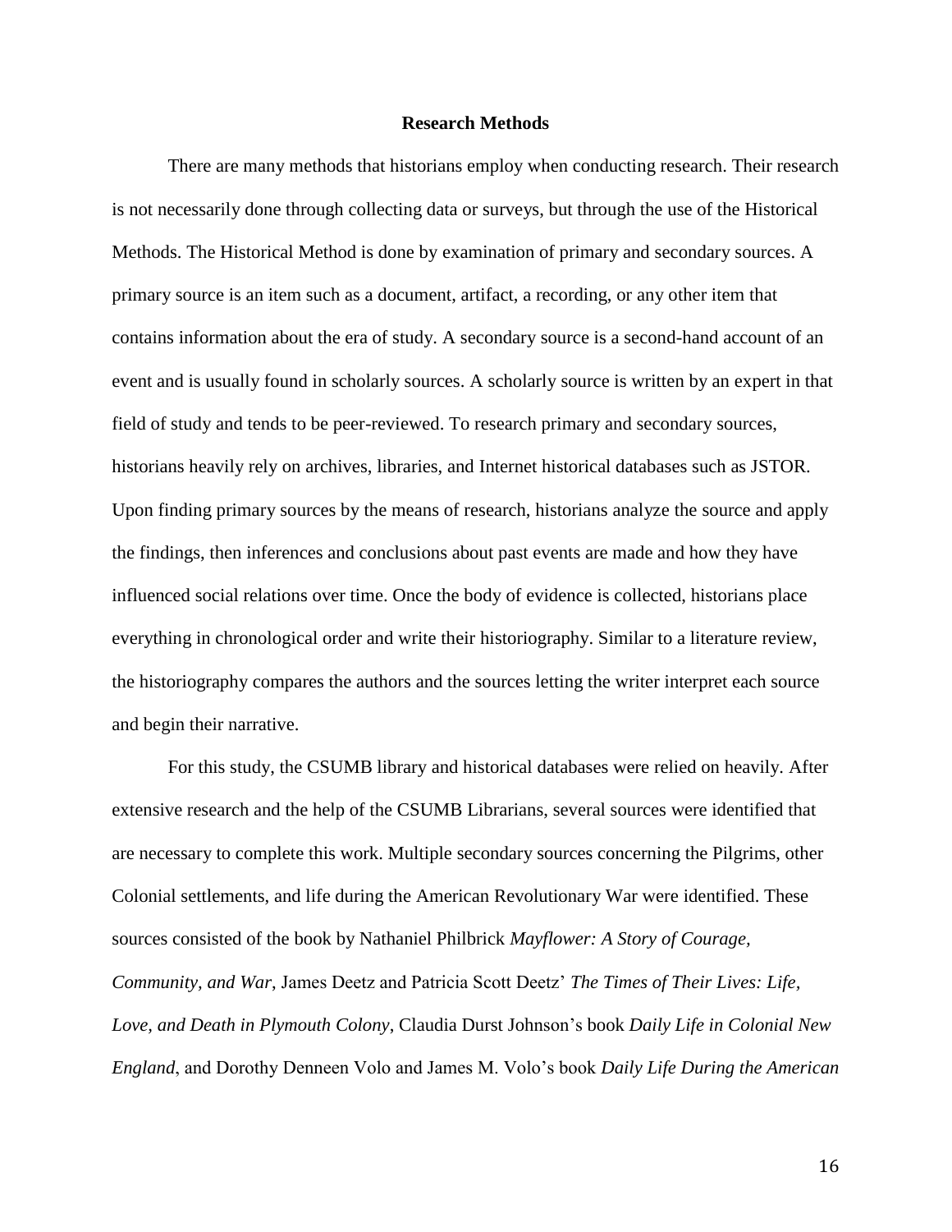## Research Methods

There are many methods that historians employ when conducting research. Their research is not necessarily done through collecting data or surveys, but through the use of the Historical Methods. The Historical Method is done by examination of primary and secondary sources. A primary source is an item such as a document, artifact, a recording, or any other item that contains information about the era of study. A secondary source is a second-hand account of an event and is usually found in scholarly sources. A scholarly source is written by an expert in that field of study and tends to be peer-reviewed. To research primary and secondary sources, historians heavily rely on archives, libraries, and Internet historical databases such as JSTOR. Upon finding primary sources by the means of research, historians analyze the source and apply the findings, then inferences and conclusions about past events are made and how they have influenced social relations over time. Once the body of evidence is collected, historians place everything in chronological order and write their historiography. Similar to a literature review, the historiography compares the authors and the sources letting the writer interpret each source and begin their narrative.

For this study, the CSUMB library and historical databases were relied on heavily. After extensive research and the help of the CSUMB Librarians, several sources were identified that are necessary to complete this work. Multiple secondary sources concerning the Pilgrims, other Colonial settlements, and life during the American Revolutionary War were identified. These sources consisted of the book by Nathaniel Philbrick *Mayflower: A Story of Courage, Community, and War*, James Deetz and Patricia Scott Deetz' *The Times of Their Lives: Life, Love, and Death in Plymouth Colony*, Claudia Durst Johnson's book *Daily Life in Colonial New England*, and Dorothy Denneen Volo and James M. Volo's book *Daily Life During the American*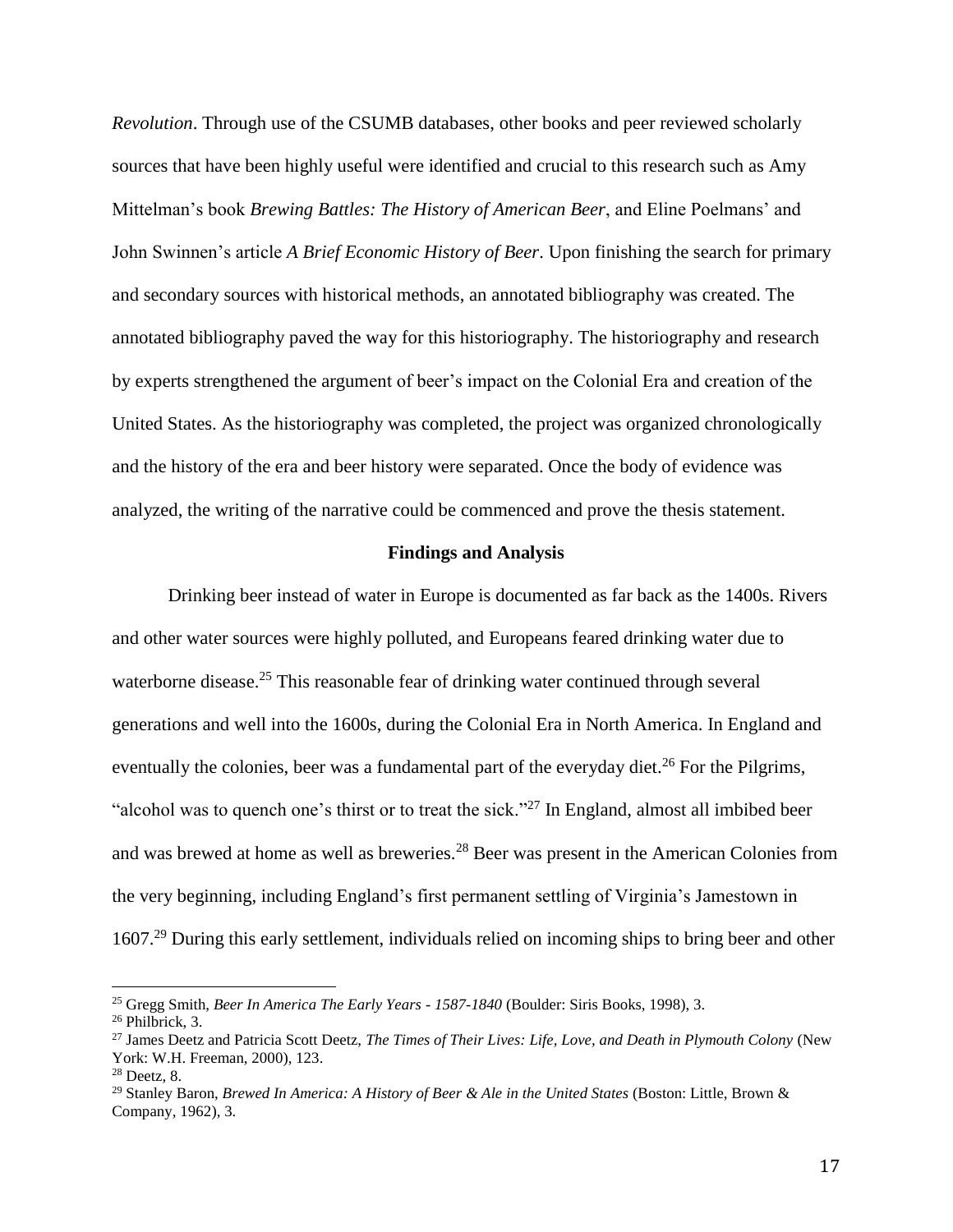*Revolution*. Through use of the CSUMB databases, other books and peer reviewed scholarly sources that have been highly useful were identified and crucial to this research such as Amy Mittelman's book *Brewing Battles: The History of American Beer*, and Eline Poelmans' and John Swinnen's article *A Brief Economic History of Beer*. Upon finishing the search for primary and secondary sources with historical methods, an annotated bibliography was created. The annotated bibliography paved the way for this historiography. The historiography and research by experts strengthened the argument of beer's impact on the Colonial Era and creation of the United States. As the historiography was completed, the project was organized chronologically and the history of the era and beer history were separated. Once the body of evidence was analyzed, the writing of the narrative could be commenced and prove the thesis statement.

## Findings and Analysis

Drinking beer instead of water in Europe is documented as far back as the 1400s. Rivers and other water sources were highly polluted, and Europeans feared drinking water due to waterborne disease.[25] This reasonable fear of drinking water continued through several generations and well into the 1600s, during the Colonial Era in North America. In England and eventually the colonies, beer was a fundamental part of the everyday diet.[26] For the Pilgrims, "alcohol was to quench one's thirst or to treat the sick."[27] In England, almost all imbibed beer and was brewed at home as well as breweries.[28] Beer was present in the American Colonies from the very beginning, including England's first permanent settling of Virginia's Jamestown in 1607.[29] During this early settlement, individuals relied on incoming ships to bring beer and other

---

[25] Gregg Smith, *Beer In America The Early Years - 1587-1840* (Boulder: Siris Books, 1998), 3.

[26] Philbrick, 3.

[27] James Deetz and Patricia Scott Deetz, *The Times of Their Lives: Life, Love, and Death in Plymouth Colony* (New York: W.H. Freeman, 2000), 123.

[28] Deetz, 8.

[29] Stanley Baron, *Brewed In America: A History of Beer & Ale in the United States* (Boston: Little, Brown & Company, 1962), 3.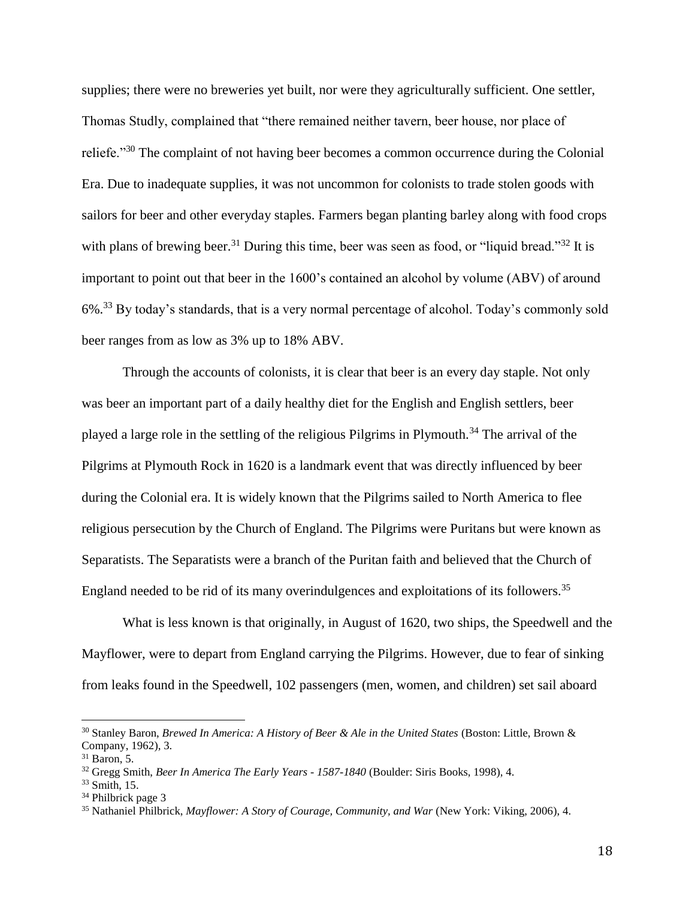supplies; there were no breweries yet built, nor were they agriculturally sufficient. One settler, Thomas Studly, complained that "there remained neither tavern, beer house, nor place of reliefe."[30] The complaint of not having beer becomes a common occurrence during the Colonial Era. Due to inadequate supplies, it was not uncommon for colonists to trade stolen goods with sailors for beer and other everyday staples. Farmers began planting barley along with food crops with plans of brewing beer.[31] During this time, beer was seen as food, or "liquid bread."[32] It is important to point out that beer in the 1600's contained an alcohol by volume (ABV) of around 6%.[33] By today's standards, that is a very normal percentage of alcohol. Today's commonly sold beer ranges from as low as 3% up to 18% ABV.

Through the accounts of colonists, it is clear that beer is an every day staple. Not only was beer an important part of a daily healthy diet for the English and English settlers, beer played a large role in the settling of the religious Pilgrims in Plymouth.[34] The arrival of the Pilgrims at Plymouth Rock in 1620 is a landmark event that was directly influenced by beer during the Colonial era. It is widely known that the Pilgrims sailed to North America to flee religious persecution by the Church of England. The Pilgrims were Puritans but were known as Separatists. The Separatists were a branch of the Puritan faith and believed that the Church of England needed to be rid of its many overindulgences and exploitations of its followers.[35]

What is less known is that originally, in August of 1620, two ships, the Speedwell and the Mayflower, were to depart from England carrying the Pilgrims. However, due to fear of sinking from leaks found in the Speedwell, 102 passengers (men, women, and children) set sail aboard

---

[30] Stanley Baron, *Brewed In America: A History of Beer & Ale in the United States* (Boston: Little, Brown & Company, 1962), 3.

[31] Baron, 5.

[32] Gregg Smith, *Beer In America The Early Years - 1587-1840* (Boulder: Siris Books, 1998), 4.

[33] Smith, 15.

[34] Philbrick page 3

[35] Nathaniel Philbrick, *Mayflower: A Story of Courage, Community, and War* (New York: Viking, 2006), 4.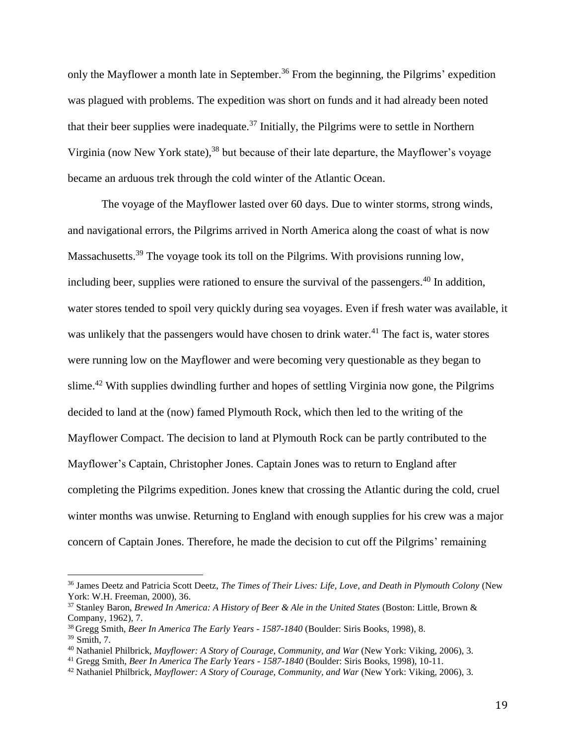only the Mayflower a month late in September.[36] From the beginning, the Pilgrims' expedition was plagued with problems. The expedition was short on funds and it had already been noted that their beer supplies were inadequate.[37] Initially, the Pilgrims were to settle in Northern Virginia (now New York state),[38] but because of their late departure, the Mayflower's voyage became an arduous trek through the cold winter of the Atlantic Ocean.

The voyage of the Mayflower lasted over 60 days. Due to winter storms, strong winds, and navigational errors, the Pilgrims arrived in North America along the coast of what is now Massachusetts.[39] The voyage took its toll on the Pilgrims. With provisions running low, including beer, supplies were rationed to ensure the survival of the passengers.[40] In addition, water stores tended to spoil very quickly during sea voyages. Even if fresh water was available, it was unlikely that the passengers would have chosen to drink water.[41] The fact is, water stores were running low on the Mayflower and were becoming very questionable as they began to slime.[42] With supplies dwindling further and hopes of settling Virginia now gone, the Pilgrims decided to land at the (now) famed Plymouth Rock, which then led to the writing of the Mayflower Compact. The decision to land at Plymouth Rock can be partly contributed to the Mayflower's Captain, Christopher Jones. Captain Jones was to return to England after completing the Pilgrims expedition. Jones knew that crossing the Atlantic during the cold, cruel winter months was unwise. Returning to England with enough supplies for his crew was a major concern of Captain Jones. Therefore, he made the decision to cut off the Pilgrims' remaining

---

[36] James Deetz and Patricia Scott Deetz, *The Times of Their Lives: Life, Love, and Death in Plymouth Colony* (New York: W.H. Freeman, 2000), 36.

[37] Stanley Baron, *Brewed In America: A History of Beer & Ale in the United States* (Boston: Little, Brown & Company, 1962), 7.

[38] Gregg Smith, *Beer In America The Early Years - 1587-1840* (Boulder: Siris Books, 1998), 8.

[39] Smith, 7.

[40] Nathaniel Philbrick, *Mayflower: A Story of Courage, Community, and War* (New York: Viking, 2006), 3.

[41] Gregg Smith, *Beer In America The Early Years - 1587-1840* (Boulder: Siris Books, 1998), 10-11.

[42] Nathaniel Philbrick, *Mayflower: A Story of Courage, Community, and War* (New York: Viking, 2006), 3.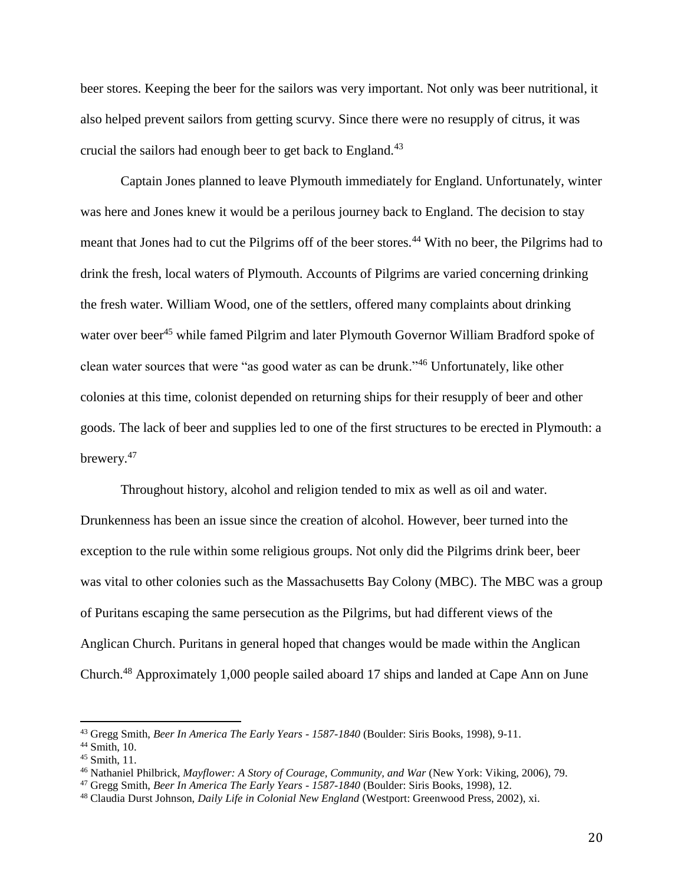beer stores. Keeping the beer for the sailors was very important. Not only was beer nutritional, it also helped prevent sailors from getting scurvy. Since there were no resupply of citrus, it was crucial the sailors had enough beer to get back to England.[43]

Captain Jones planned to leave Plymouth immediately for England. Unfortunately, winter was here and Jones knew it would be a perilous journey back to England. The decision to stay meant that Jones had to cut the Pilgrims off of the beer stores.[44] With no beer, the Pilgrims had to drink the fresh, local waters of Plymouth. Accounts of Pilgrims are varied concerning drinking the fresh water. William Wood, one of the settlers, offered many complaints about drinking water over beer[45] while famed Pilgrim and later Plymouth Governor William Bradford spoke of clean water sources that were "as good water as can be drunk."[46] Unfortunately, like other colonies at this time, colonist depended on returning ships for their resupply of beer and other goods. The lack of beer and supplies led to one of the first structures to be erected in Plymouth: a brewery.[47]

Throughout history, alcohol and religion tended to mix as well as oil and water. Drunkenness has been an issue since the creation of alcohol. However, beer turned into the exception to the rule within some religious groups. Not only did the Pilgrims drink beer, beer was vital to other colonies such as the Massachusetts Bay Colony (MBC). The MBC was a group of Puritans escaping the same persecution as the Pilgrims, but had different views of the Anglican Church. Puritans in general hoped that changes would be made within the Anglican Church.[48] Approximately 1,000 people sailed aboard 17 ships and landed at Cape Ann on June

---

[43] Gregg Smith, *Beer In America The Early Years - 1587-1840* (Boulder: Siris Books, 1998), 9-11.

[44] Smith, 10.

[45] Smith, 11.

[46] Nathaniel Philbrick, *Mayflower: A Story of Courage, Community, and War* (New York: Viking, 2006), 79.

[47] Gregg Smith, *Beer In America The Early Years - 1587-1840* (Boulder: Siris Books, 1998), 12.

[48] Claudia Durst Johnson, *Daily Life in Colonial New England* (Westport: Greenwood Press, 2002), xi.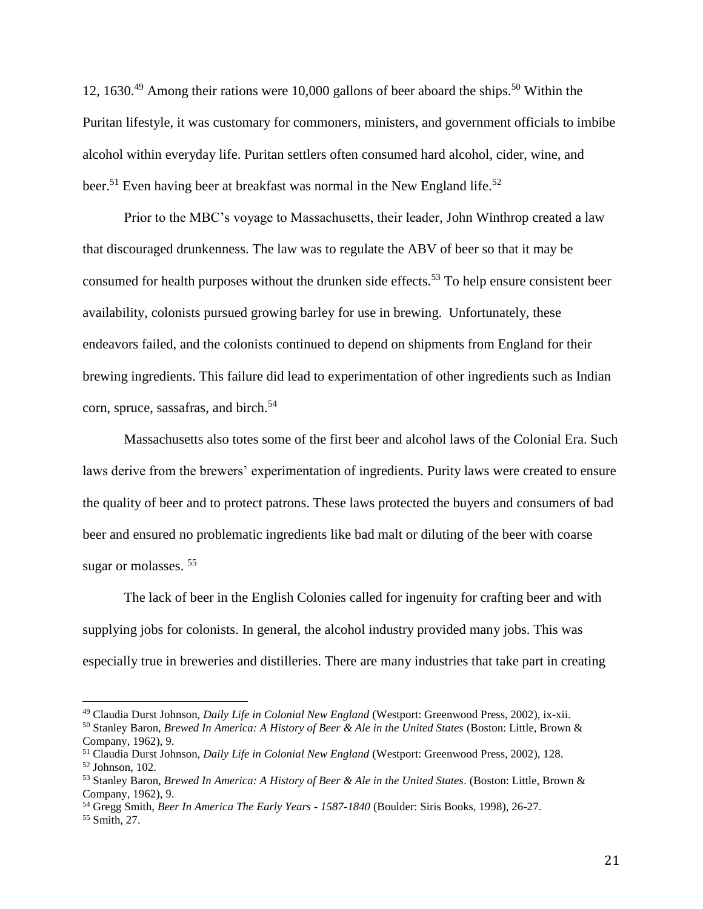12, 1630.[49] Among their rations were 10,000 gallons of beer aboard the ships.[50] Within the Puritan lifestyle, it was customary for commoners, ministers, and government officials to imbibe alcohol within everyday life. Puritan settlers often consumed hard alcohol, cider, wine, and beer.[51] Even having beer at breakfast was normal in the New England life.[52]

Prior to the MBC's voyage to Massachusetts, their leader, John Winthrop created a law that discouraged drunkenness. The law was to regulate the ABV of beer so that it may be consumed for health purposes without the drunken side effects.[53] To help ensure consistent beer availability, colonists pursued growing barley for use in brewing. Unfortunately, these endeavors failed, and the colonists continued to depend on shipments from England for their brewing ingredients. This failure did lead to experimentation of other ingredients such as Indian corn, spruce, sassafras, and birch.[54]

Massachusetts also totes some of the first beer and alcohol laws of the Colonial Era. Such laws derive from the brewers' experimentation of ingredients. Purity laws were created to ensure the quality of beer and to protect patrons. These laws protected the buyers and consumers of bad beer and ensured no problematic ingredients like bad malt or diluting of the beer with coarse sugar or molasses. [55]

The lack of beer in the English Colonies called for ingenuity for crafting beer and with supplying jobs for colonists. In general, the alcohol industry provided many jobs. This was especially true in breweries and distilleries. There are many industries that take part in creating

---

[49] Claudia Durst Johnson, *Daily Life in Colonial New England* (Westport: Greenwood Press, 2002), ix-xii.

[50] Stanley Baron, *Brewed In America: A History of Beer & Ale in the United States* (Boston: Little, Brown & Company, 1962), 9.

[51] Claudia Durst Johnson, *Daily Life in Colonial New England* (Westport: Greenwood Press, 2002), 128.

[52] Johnson, 102.

[53] Stanley Baron, *Brewed In America: A History of Beer & Ale in the United States*. (Boston: Little, Brown & Company, 1962), 9.

[54] Gregg Smith, *Beer In America The Early Years - 1587-1840* (Boulder: Siris Books, 1998), 26-27.

[55] Smith, 27.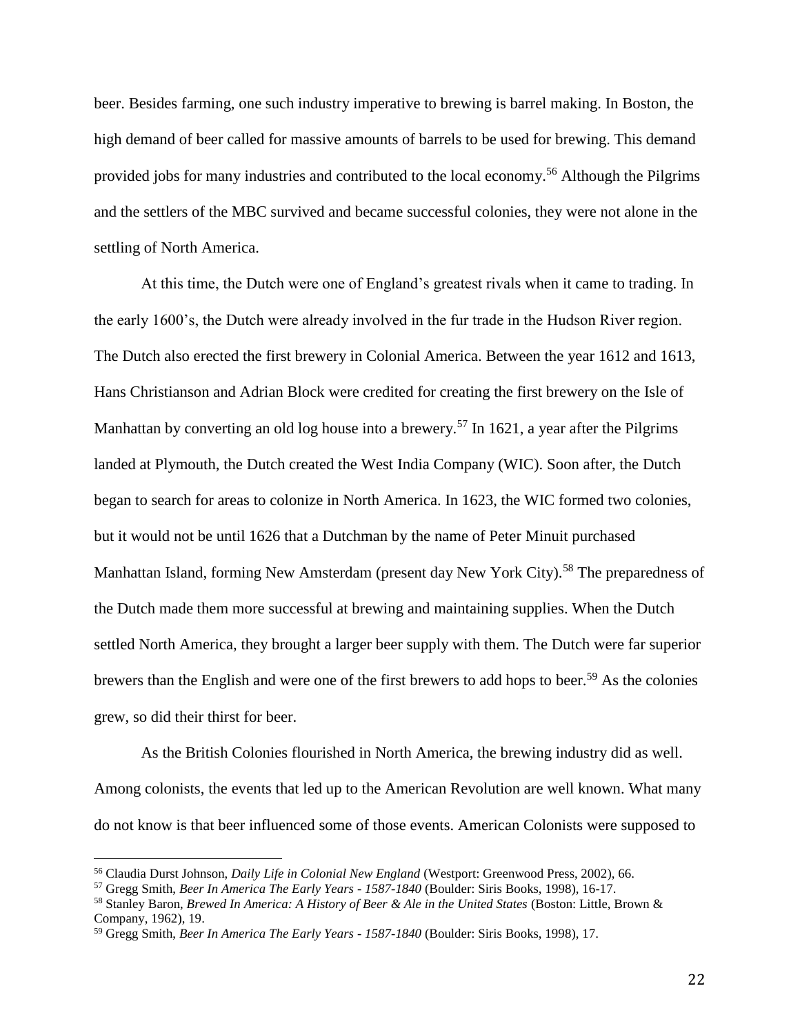beer. Besides farming, one such industry imperative to brewing is barrel making. In Boston, the high demand of beer called for massive amounts of barrels to be used for brewing. This demand provided jobs for many industries and contributed to the local economy.[56] Although the Pilgrims and the settlers of the MBC survived and became successful colonies, they were not alone in the settling of North America.

At this time, the Dutch were one of England's greatest rivals when it came to trading. In the early 1600's, the Dutch were already involved in the fur trade in the Hudson River region. The Dutch also erected the first brewery in Colonial America. Between the year 1612 and 1613, Hans Christianson and Adrian Block were credited for creating the first brewery on the Isle of Manhattan by converting an old log house into a brewery.[57] In 1621, a year after the Pilgrims landed at Plymouth, the Dutch created the West India Company (WIC). Soon after, the Dutch began to search for areas to colonize in North America. In 1623, the WIC formed two colonies, but it would not be until 1626 that a Dutchman by the name of Peter Minuit purchased Manhattan Island, forming New Amsterdam (present day New York City).[58] The preparedness of the Dutch made them more successful at brewing and maintaining supplies. When the Dutch settled North America, they brought a larger beer supply with them. The Dutch were far superior brewers than the English and were one of the first brewers to add hops to beer.[59] As the colonies grew, so did their thirst for beer.

As the British Colonies flourished in North America, the brewing industry did as well. Among colonists, the events that led up to the American Revolution are well known. What many do not know is that beer influenced some of those events. American Colonists were supposed to

---

[56] Claudia Durst Johnson, *Daily Life in Colonial New England* (Westport: Greenwood Press, 2002), 66.

[57] Gregg Smith, *Beer In America The Early Years - 1587-1840* (Boulder: Siris Books, 1998), 16-17.

[58] Stanley Baron, *Brewed In America: A History of Beer & Ale in the United States* (Boston: Little, Brown & Company, 1962), 19.

[59] Gregg Smith, *Beer In America The Early Years - 1587-1840* (Boulder: Siris Books, 1998), 17.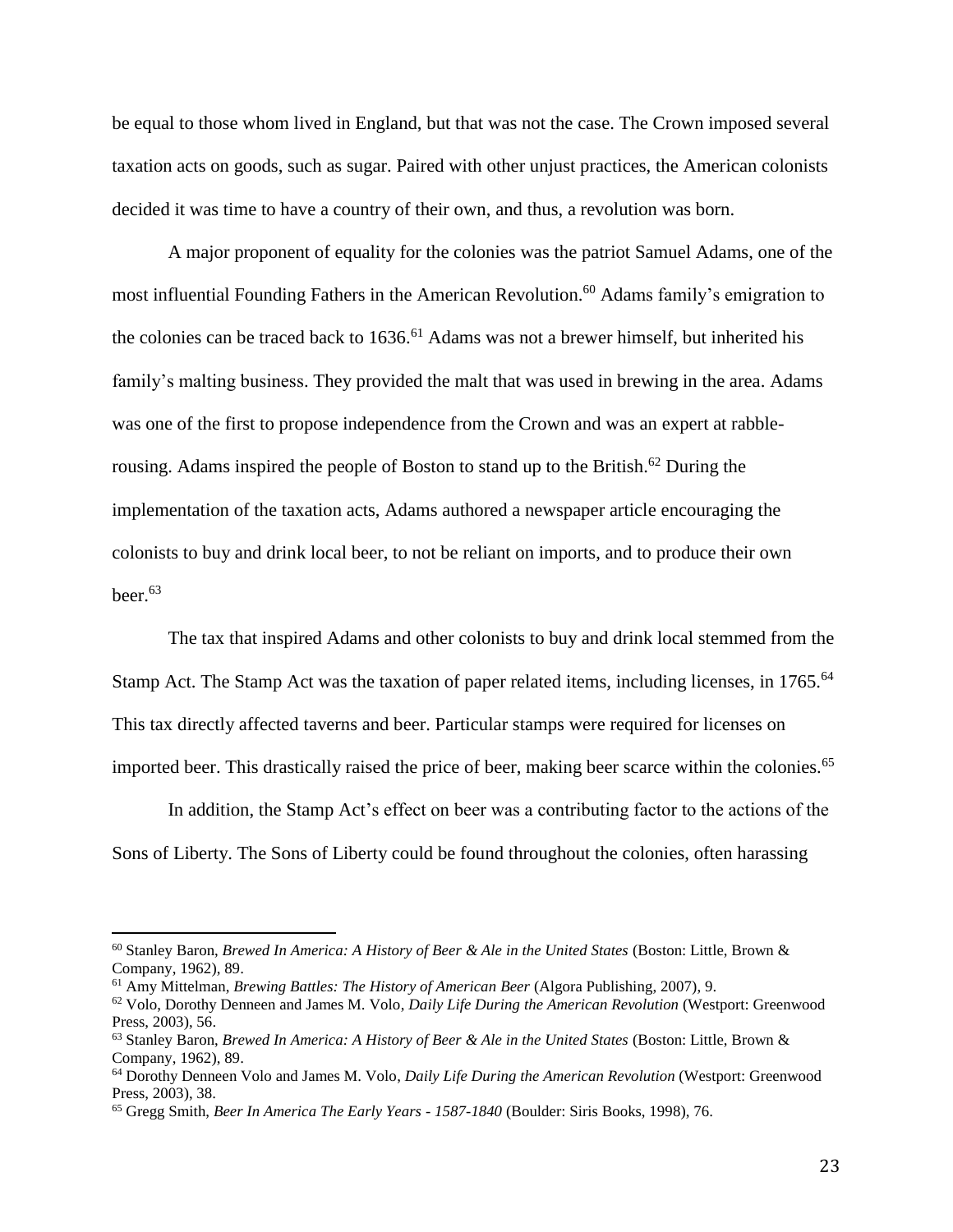be equal to those whom lived in England, but that was not the case. The Crown imposed several taxation acts on goods, such as sugar. Paired with other unjust practices, the American colonists decided it was time to have a country of their own, and thus, a revolution was born.

A major proponent of equality for the colonies was the patriot Samuel Adams, one of the most influential Founding Fathers in the American Revolution.[60] Adams family's emigration to the colonies can be traced back to 1636.[61] Adams was not a brewer himself, but inherited his family's malting business. They provided the malt that was used in brewing in the area. Adams was one of the first to propose independence from the Crown and was an expert at rabble-rousing. Adams inspired the people of Boston to stand up to the British.[62] During the implementation of the taxation acts, Adams authored a newspaper article encouraging the colonists to buy and drink local beer, to not be reliant on imports, and to produce their own beer.[63]

The tax that inspired Adams and other colonists to buy and drink local stemmed from the Stamp Act. The Stamp Act was the taxation of paper related items, including licenses, in 1765.[64] This tax directly affected taverns and beer. Particular stamps were required for licenses on imported beer. This drastically raised the price of beer, making beer scarce within the colonies.[65]

In addition, the Stamp Act's effect on beer was a contributing factor to the actions of the Sons of Liberty. The Sons of Liberty could be found throughout the colonies, often harassing

---

[60] Stanley Baron, *Brewed In America: A History of Beer & Ale in the United States* (Boston: Little, Brown & Company, 1962), 89.

[61] Amy Mittelman, *Brewing Battles: The History of American Beer* (Algora Publishing, 2007), 9.

[62] Volo, Dorothy Denneen and James M. Volo, *Daily Life During the American Revolution* (Westport: Greenwood Press, 2003), 56.

[63] Stanley Baron, *Brewed In America: A History of Beer & Ale in the United States* (Boston: Little, Brown & Company, 1962), 89.

[64] Dorothy Denneen Volo and James M. Volo, *Daily Life During the American Revolution* (Westport: Greenwood Press, 2003), 38.

[65] Gregg Smith, *Beer In America The Early Years - 1587-1840* (Boulder: Siris Books, 1998), 76.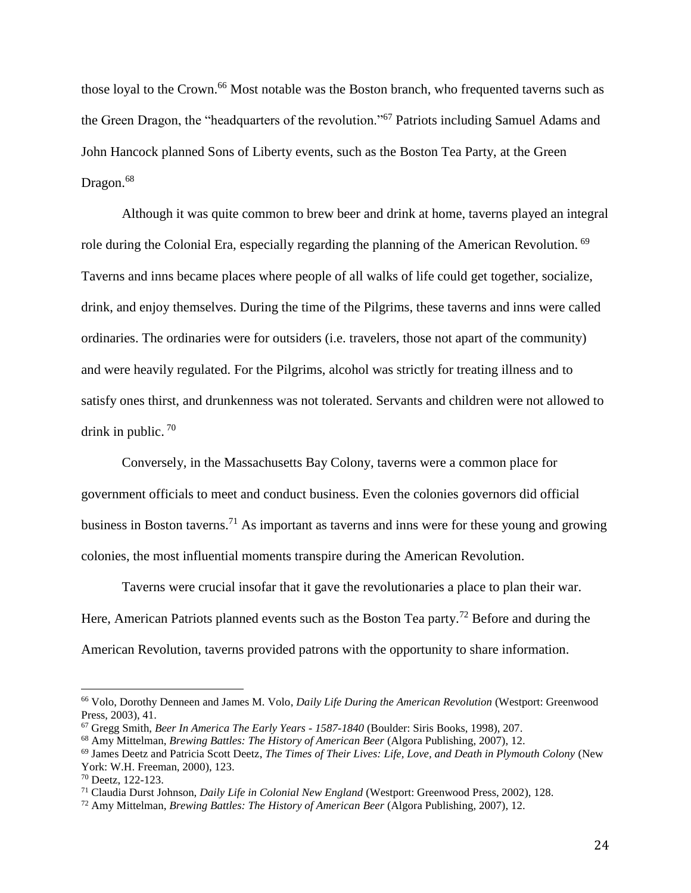those loyal to the Crown.[66] Most notable was the Boston branch, who frequented taverns such as the Green Dragon, the "headquarters of the revolution."[67] Patriots including Samuel Adams and John Hancock planned Sons of Liberty events, such as the Boston Tea Party, at the Green Dragon.[68]

Although it was quite common to brew beer and drink at home, taverns played an integral role during the Colonial Era, especially regarding the planning of the American Revolution. [69] Taverns and inns became places where people of all walks of life could get together, socialize, drink, and enjoy themselves. During the time of the Pilgrims, these taverns and inns were called ordinaries. The ordinaries were for outsiders (i.e. travelers, those not apart of the community) and were heavily regulated. For the Pilgrims, alcohol was strictly for treating illness and to satisfy ones thirst, and drunkenness was not tolerated. Servants and children were not allowed to drink in public. [70]

Conversely, in the Massachusetts Bay Colony, taverns were a common place for government officials to meet and conduct business. Even the colonies governors did official business in Boston taverns.[71] As important as taverns and inns were for these young and growing colonies, the most influential moments transpire during the American Revolution.

Taverns were crucial insofar that it gave the revolutionaries a place to plan their war. Here, American Patriots planned events such as the Boston Tea party.[72] Before and during the American Revolution, taverns provided patrons with the opportunity to share information.

---

[66] Volo, Dorothy Denneen and James M. Volo, *Daily Life During the American Revolution* (Westport: Greenwood Press, 2003), 41.

[67] Gregg Smith, *Beer In America The Early Years - 1587-1840* (Boulder: Siris Books, 1998), 207.

[68] Amy Mittelman, *Brewing Battles: The History of American Beer* (Algora Publishing, 2007), 12.

[69] James Deetz and Patricia Scott Deetz, *The Times of Their Lives: Life, Love, and Death in Plymouth Colony* (New York: W.H. Freeman, 2000), 123.

[70] Deetz, 122-123.

[71] Claudia Durst Johnson, *Daily Life in Colonial New England* (Westport: Greenwood Press, 2002), 128.

[72] Amy Mittelman, *Brewing Battles: The History of American Beer* (Algora Publishing, 2007), 12.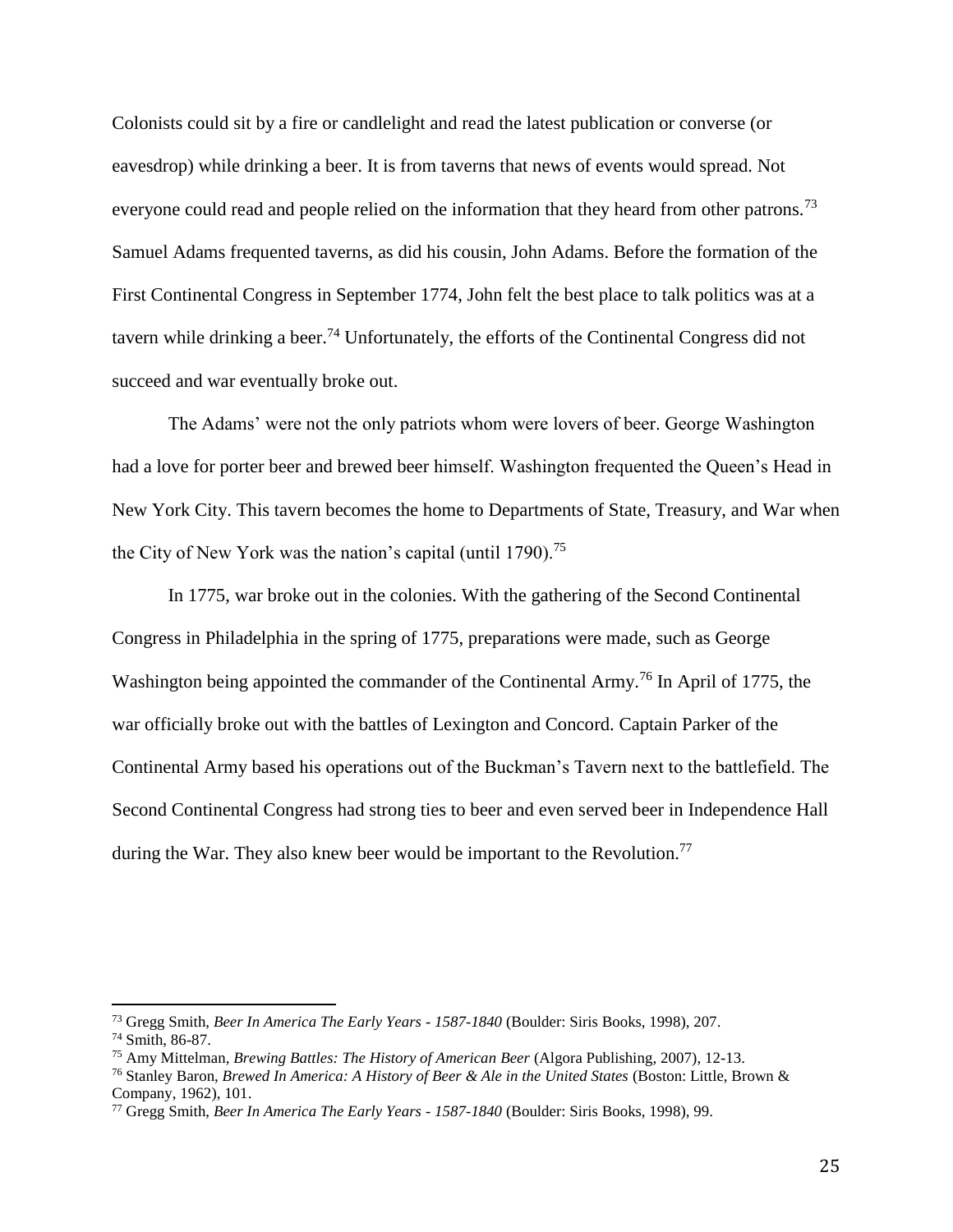Colonists could sit by a fire or candlelight and read the latest publication or converse (or eavesdrop) while drinking a beer. It is from taverns that news of events would spread. Not everyone could read and people relied on the information that they heard from other patrons.[73] Samuel Adams frequented taverns, as did his cousin, John Adams. Before the formation of the First Continental Congress in September 1774, John felt the best place to talk politics was at a tavern while drinking a beer.[74] Unfortunately, the efforts of the Continental Congress did not succeed and war eventually broke out.

The Adams' were not the only patriots whom were lovers of beer. George Washington had a love for porter beer and brewed beer himself. Washington frequented the Queen's Head in New York City. This tavern becomes the home to Departments of State, Treasury, and War when the City of New York was the nation's capital (until 1790).[75]

In 1775, war broke out in the colonies. With the gathering of the Second Continental Congress in Philadelphia in the spring of 1775, preparations were made, such as George Washington being appointed the commander of the Continental Army.[76] In April of 1775, the war officially broke out with the battles of Lexington and Concord. Captain Parker of the Continental Army based his operations out of the Buckman's Tavern next to the battlefield. The Second Continental Congress had strong ties to beer and even served beer in Independence Hall during the War. They also knew beer would be important to the Revolution.[77]

---

[73] Gregg Smith, *Beer In America The Early Years - 1587-1840* (Boulder: Siris Books, 1998), 207.

[74] Smith, 86-87.

[75] Amy Mittelman, *Brewing Battles: The History of American Beer* (Algora Publishing, 2007), 12-13.

[76] Stanley Baron, *Brewed In America: A History of Beer & Ale in the United States* (Boston: Little, Brown & Company, 1962), 101.

[77] Gregg Smith, *Beer In America The Early Years - 1587-1840* (Boulder: Siris Books, 1998), 99.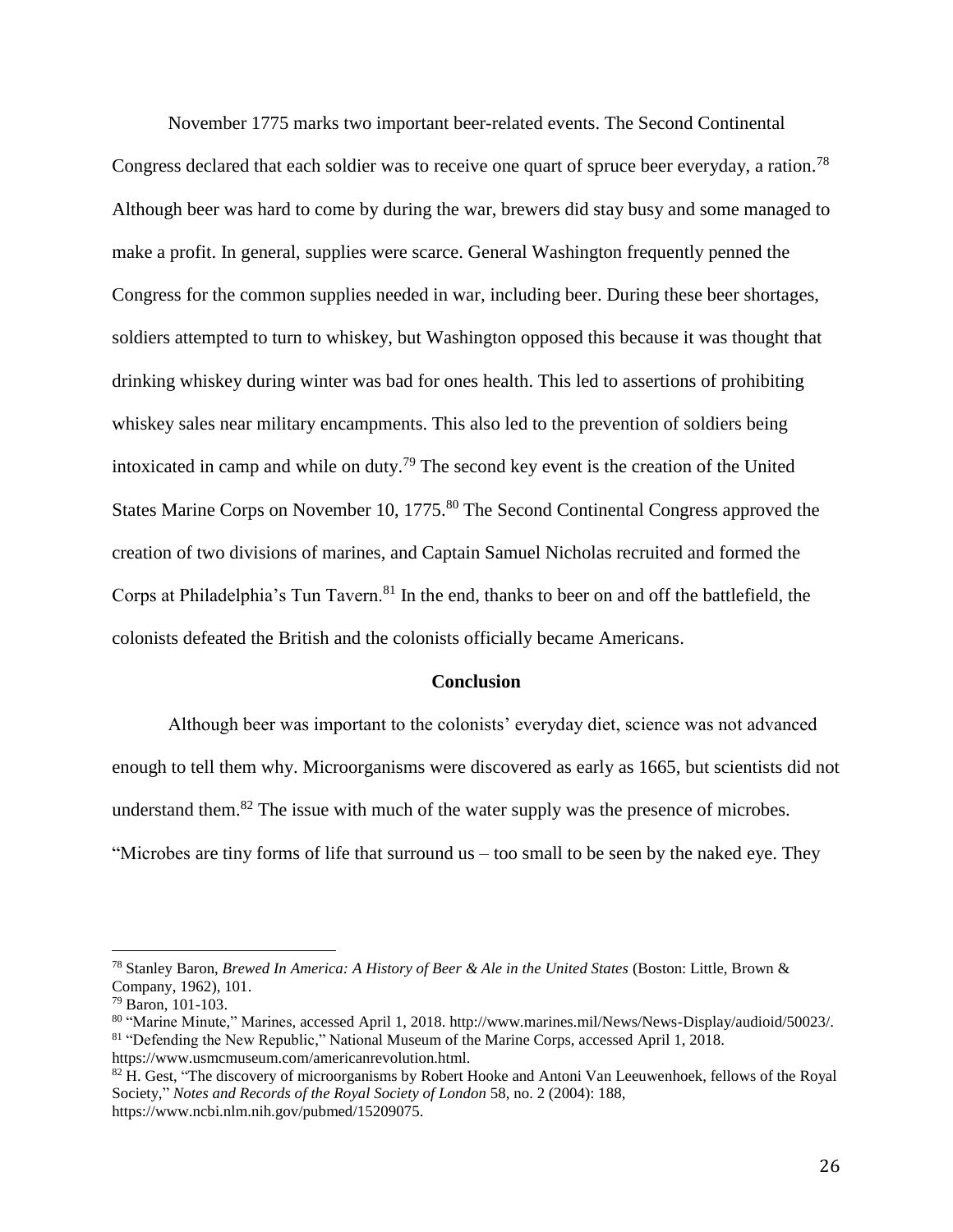November 1775 marks two important beer-related events. The Second Continental Congress declared that each soldier was to receive one quart of spruce beer everyday, a ration.[78] Although beer was hard to come by during the war, brewers did stay busy and some managed to make a profit. In general, supplies were scarce. General Washington frequently penned the Congress for the common supplies needed in war, including beer. During these beer shortages, soldiers attempted to turn to whiskey, but Washington opposed this because it was thought that drinking whiskey during winter was bad for ones health. This led to assertions of prohibiting whiskey sales near military encampments. This also led to the prevention of soldiers being intoxicated in camp and while on duty.[79] The second key event is the creation of the United States Marine Corps on November 10, 1775.[80] The Second Continental Congress approved the creation of two divisions of marines, and Captain Samuel Nicholas recruited and formed the Corps at Philadelphia's Tun Tavern.[81] In the end, thanks to beer on and off the battlefield, the colonists defeated the British and the colonists officially became Americans.

## Conclusion

Although beer was important to the colonists' everyday diet, science was not advanced enough to tell them why. Microorganisms were discovered as early as 1665, but scientists did not understand them.[82] The issue with much of the water supply was the presence of microbes. "Microbes are tiny forms of life that surround us – too small to be seen by the naked eye. They

---

[78] Stanley Baron, *Brewed In America: A History of Beer & Ale in the United States* (Boston: Little, Brown & Company, 1962), 101.

[79] Baron, 101-103.

[80] "Marine Minute," Marines, accessed April 1, 2018. http://www.marines.mil/News/News-Display/audioid/50023/.

[81] "Defending the New Republic," National Museum of the Marine Corps, accessed April 1, 2018. https://www.usmcmuseum.com/americanrevolution.html.

[82] H. Gest, "The discovery of microorganisms by Robert Hooke and Antoni Van Leeuwenhoek, fellows of the Royal Society," *Notes and Records of the Royal Society of London* 58, no. 2 (2004): 188, https://www.ncbi.nlm.nih.gov/pubmed/15209075.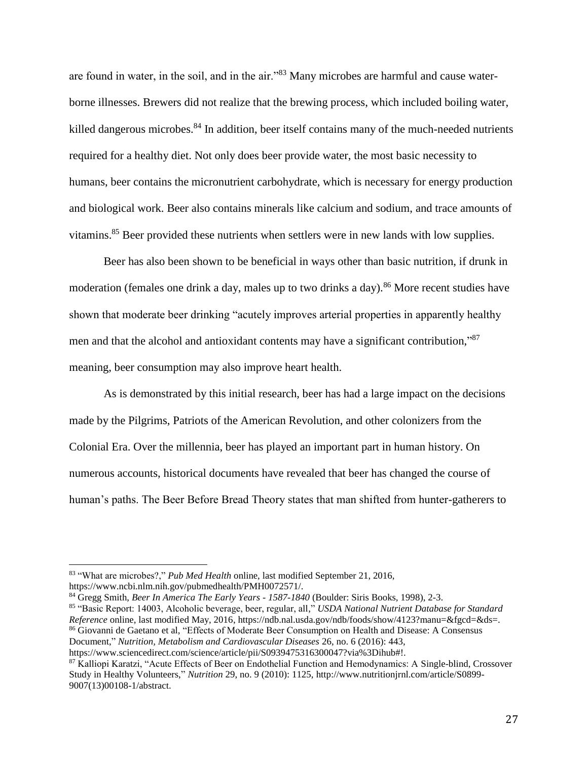are found in water, in the soil, and in the air."[83] Many microbes are harmful and cause water-borne illnesses. Brewers did not realize that the brewing process, which included boiling water, killed dangerous microbes.[84] In addition, beer itself contains many of the much-needed nutrients required for a healthy diet. Not only does beer provide water, the most basic necessity to humans, beer contains the micronutrient carbohydrate, which is necessary for energy production and biological work. Beer also contains minerals like calcium and sodium, and trace amounts of vitamins.[85] Beer provided these nutrients when settlers were in new lands with low supplies.

Beer has also been shown to be beneficial in ways other than basic nutrition, if drunk in moderation (females one drink a day, males up to two drinks a day).[86] More recent studies have shown that moderate beer drinking "acutely improves arterial properties in apparently healthy men and that the alcohol and antioxidant contents may have a significant contribution,"[87] meaning, beer consumption may also improve heart health.

As is demonstrated by this initial research, beer has had a large impact on the decisions made by the Pilgrims, Patriots of the American Revolution, and other colonizers from the Colonial Era. Over the millennia, beer has played an important part in human history. On numerous accounts, historical documents have revealed that beer has changed the course of human's paths. The Beer Before Bread Theory states that man shifted from hunter-gatherers to

---

[83] "What are microbes?," *Pub Med Health* online, last modified September 21, 2016, https://www.ncbi.nlm.nih.gov/pubmedhealth/PMH0072571/.

[84] Gregg Smith, *Beer In America The Early Years - 1587-1840* (Boulder: Siris Books, 1998), 2-3.

[85] "Basic Report: 14003, Alcoholic beverage, beer, regular, all," *USDA National Nutrient Database for Standard Reference* online, last modified May, 2016, https://ndb.nal.usda.gov/ndb/foods/show/4123?manu=&fgcd=&ds=.

[86] Giovanni de Gaetano et al, "Effects of Moderate Beer Consumption on Health and Disease: A Consensus Document," *Nutrition, Metabolism and Cardiovascular Diseases* 26, no. 6 (2016): 443, https://www.sciencedirect.com/science/article/pii/S0939475316300047?via%3Dihub#!.

[87] Kalliopi Karatzi, "Acute Effects of Beer on Endothelial Function and Hemodynamics: A Single-blind, Crossover Study in Healthy Volunteers," *Nutrition* 29, no. 9 (2010): 1125, http://www.nutritionjrnl.com/article/S0899-9007(13)00108-1/abstract.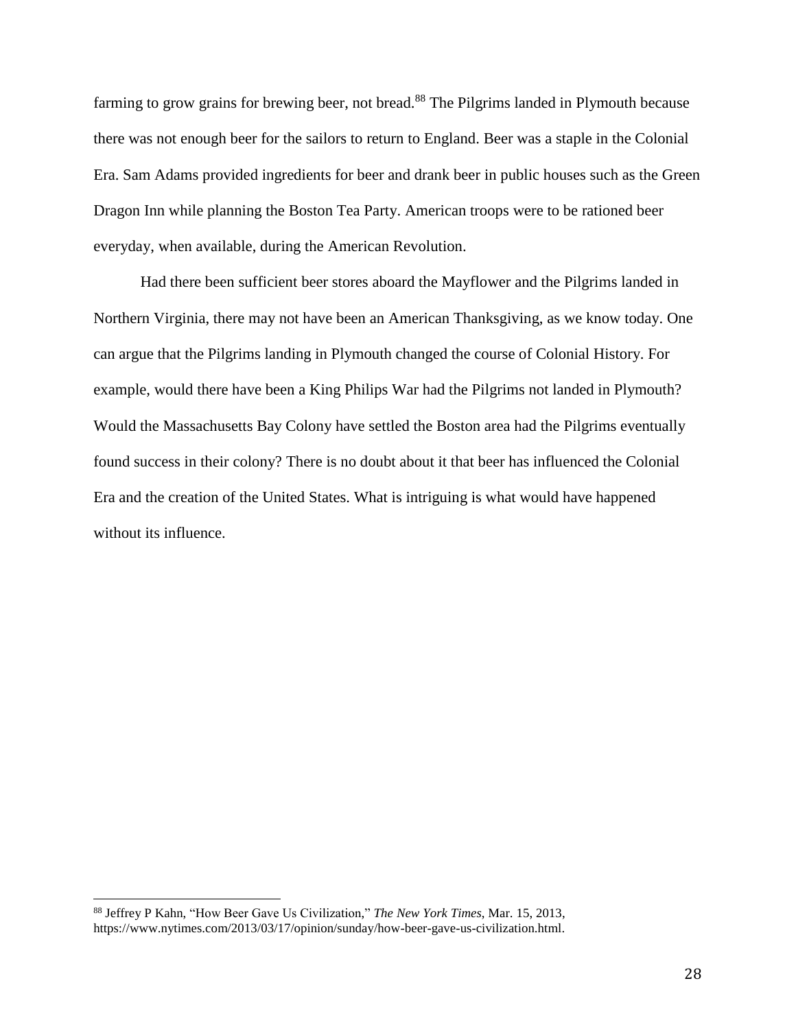farming to grow grains for brewing beer, not bread.[88] The Pilgrims landed in Plymouth because there was not enough beer for the sailors to return to England. Beer was a staple in the Colonial Era. Sam Adams provided ingredients for beer and drank beer in public houses such as the Green Dragon Inn while planning the Boston Tea Party. American troops were to be rationed beer everyday, when available, during the American Revolution.

Had there been sufficient beer stores aboard the Mayflower and the Pilgrims landed in Northern Virginia, there may not have been an American Thanksgiving, as we know today. One can argue that the Pilgrims landing in Plymouth changed the course of Colonial History. For example, would there have been a King Philips War had the Pilgrims not landed in Plymouth? Would the Massachusetts Bay Colony have settled the Boston area had the Pilgrims eventually found success in their colony? There is no doubt about it that beer has influenced the Colonial Era and the creation of the United States. What is intriguing is what would have happened without its influence.

---

[88] Jeffrey P Kahn, "How Beer Gave Us Civilization," *The New York Times*, Mar. 15, 2013, https://www.nytimes.com/2013/03/17/opinion/sunday/how-beer-gave-us-civilization.html.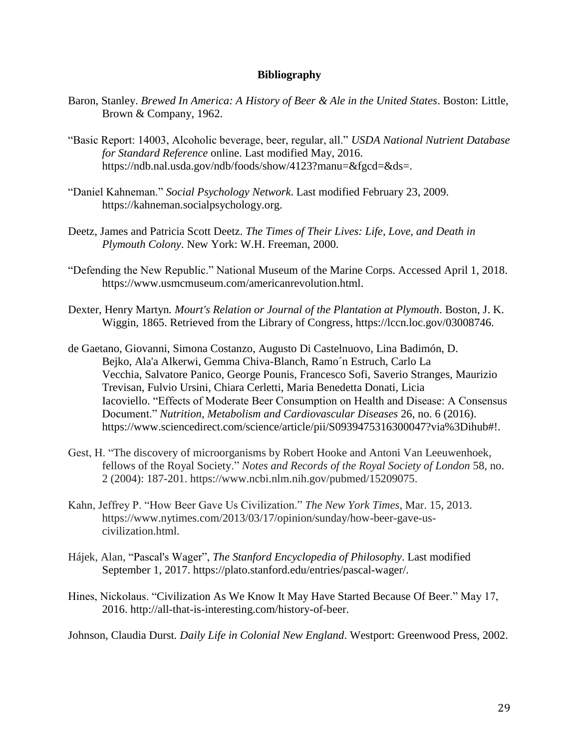**Bibliography**

Baron, Stanley. *Brewed In America: A History of Beer & Ale in the United States*. Boston: Little, Brown & Company, 1962.

"Basic Report: 14003, Alcoholic beverage, beer, regular, all." *USDA National Nutrient Database for Standard Reference* online. Last modified May, 2016. https://ndb.nal.usda.gov/ndb/foods/show/4123?manu=&fgcd=&ds=.

"Daniel Kahneman." *Social Psychology Network*. Last modified February 23, 2009. https://kahneman.socialpsychology.org.

Deetz, James and Patricia Scott Deetz. *The Times of Their Lives: Life, Love, and Death in Plymouth Colony*. New York: W.H. Freeman, 2000.

"Defending the New Republic." National Museum of the Marine Corps. Accessed April 1, 2018. https://www.usmcmuseum.com/americanrevolution.html.

Dexter, Henry Martyn. *Mourt's Relation or Journal of the Plantation at Plymouth*. Boston, J. K. Wiggin, 1865. Retrieved from the Library of Congress, https://lccn.loc.gov/03008746.

de Gaetano, Giovanni, Simona Costanzo, Augusto Di Castelnuovo, Lina Badimón, D. Bejko, Ala'a Alkerwi, Gemma Chiva-Blanch, Ramo´n Estruch, Carlo La Vecchia, Salvatore Panico, George Pounis, Francesco Sofi, Saverio Stranges, Maurizio Trevisan, Fulvio Ursini, Chiara Cerletti, Maria Benedetta Donati, Licia Iacoviello. "Effects of Moderate Beer Consumption on Health and Disease: A Consensus Document." *Nutrition, Metabolism and Cardiovascular Diseases* 26, no. 6 (2016). https://www.sciencedirect.com/science/article/pii/S0939475316300047?via%3Dihub#!.

Gest, H. "The discovery of microorganisms by Robert Hooke and Antoni Van Leeuwenhoek, fellows of the Royal Society." *Notes and Records of the Royal Society of London* 58, no. 2 (2004): 187-201. https://www.ncbi.nlm.nih.gov/pubmed/15209075.

Kahn, Jeffrey P. "How Beer Gave Us Civilization." *The New York Times*, Mar. 15, 2013. https://www.nytimes.com/2013/03/17/opinion/sunday/how-beer-gave-us-civilization.html.

Hájek, Alan, "Pascal's Wager", *The Stanford Encyclopedia of Philosophy*. Last modified September 1, 2017. https://plato.stanford.edu/entries/pascal-wager/.

Hines, Nickolaus. "Civilization As We Know It May Have Started Because Of Beer." May 17, 2016. http://all-that-is-interesting.com/history-of-beer.

Johnson, Claudia Durst. *Daily Life in Colonial New England*. Westport: Greenwood Press, 2002.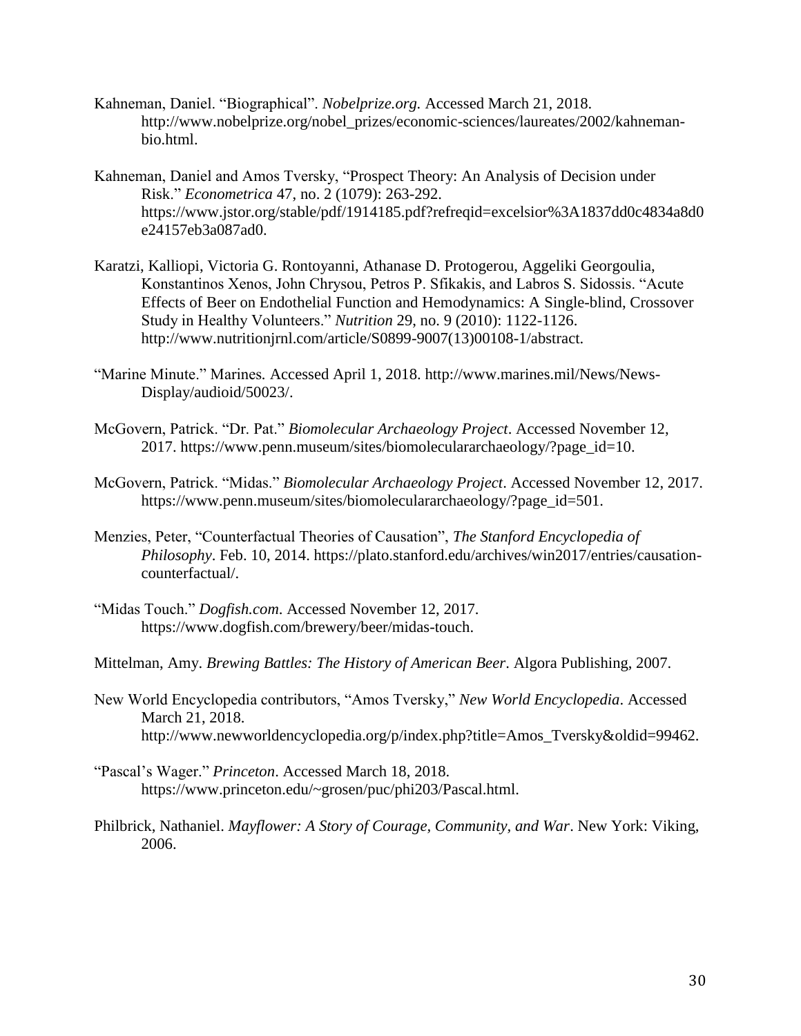Kahneman, Daniel. “Biographical”. *Nobelprize.org.* Accessed March 21, 2018. http://www.nobelprize.org/nobel_prizes/economic-sciences/laureates/2002/kahneman-bio.html.

Kahneman, Daniel and Amos Tversky, “Prospect Theory: An Analysis of Decision under Risk.” *Econometrica* 47, no. 2 (1079): 263-292. https://www.jstor.org/stable/pdf/1914185.pdf?refreqid=excelsior%3A1837dd0c4834a8d0e24157eb3a087ad0.

Karatzi, Kalliopi, Victoria G. Rontoyanni, Athanase D. Protogerou, Aggeliki Georgoulia, Konstantinos Xenos, John Chrysou, Petros P. Sfikakis, and Labros S. Sidossis. “Acute Effects of Beer on Endothelial Function and Hemodynamics: A Single-blind, Crossover Study in Healthy Volunteers.” *Nutrition* 29, no. 9 (2010): 1122-1126. http://www.nutritionjrnl.com/article/S0899-9007(13)00108-1/abstract.

“Marine Minute.” Marines. Accessed April 1, 2018. http://www.marines.mil/News/News-Display/audioid/50023/.

McGovern, Patrick. “Dr. Pat.” *Biomolecular Archaeology Project*. Accessed November 12, 2017. https://www.penn.museum/sites/biomoleculararchaeology/?page_id=10.

McGovern, Patrick. “Midas.” *Biomolecular Archaeology Project*. Accessed November 12, 2017. https://www.penn.museum/sites/biomoleculararchaeology/?page_id=501.

Menzies, Peter, “Counterfactual Theories of Causation”, *The Stanford Encyclopedia of Philosophy*. Feb. 10, 2014. https://plato.stanford.edu/archives/win2017/entries/causation-counterfactual/.

“Midas Touch.” *Dogfish.com*. Accessed November 12, 2017. https://www.dogfish.com/brewery/beer/midas-touch.

Mittelman, Amy. *Brewing Battles: The History of American Beer*. Algora Publishing, 2007.

New World Encyclopedia contributors, “Amos Tversky,” *New World Encyclopedia*. Accessed March 21, 2018. http://www.newworldencyclopedia.org/p/index.php?title=Amos_Tversky&oldid=99462.

“Pascal’s Wager.” *Princeton*. Accessed March 18, 2018. https://www.princeton.edu/~grosen/puc/phi203/Pascal.html.

Philbrick, Nathaniel. *Mayflower: A Story of Courage, Community, and War*. New York: Viking, 2006.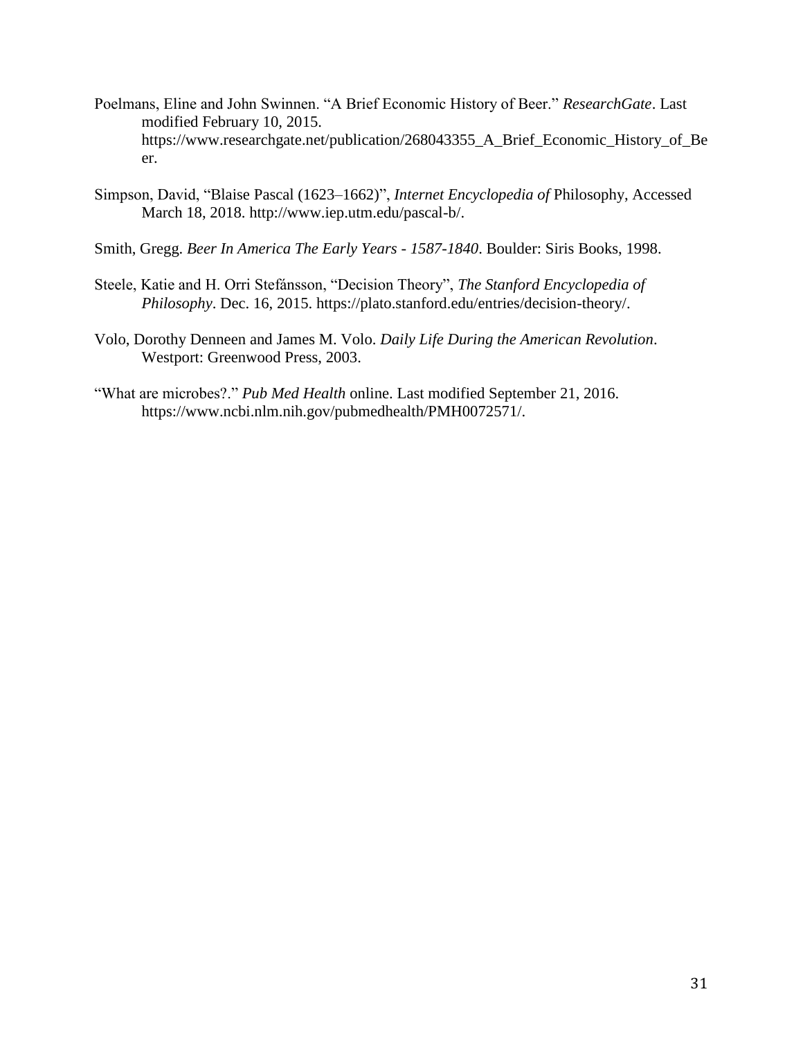Poelmans, Eline and John Swinnen. "A Brief Economic History of Beer." *ResearchGate*. Last modified February 10, 2015. https://www.researchgate.net/publication/268043355_A_Brief_Economic_History_of_Beer.

Simpson, David, "Blaise Pascal (1623–1662)", *Internet Encyclopedia of* Philosophy, Accessed March 18, 2018. http://www.iep.utm.edu/pascal-b/.

Smith, Gregg. *Beer In America The Early Years - 1587-1840*. Boulder: Siris Books, 1998.

Steele, Katie and H. Orri Stefánsson, "Decision Theory", *The Stanford Encyclopedia of Philosophy*. Dec. 16, 2015. https://plato.stanford.edu/entries/decision-theory/.

Volo, Dorothy Denneen and James M. Volo. *Daily Life During the American Revolution*. Westport: Greenwood Press, 2003.

"What are microbes?." *Pub Med Health* online. Last modified September 21, 2016. https://www.ncbi.nlm.nih.gov/pubmedhealth/PMH0072571/.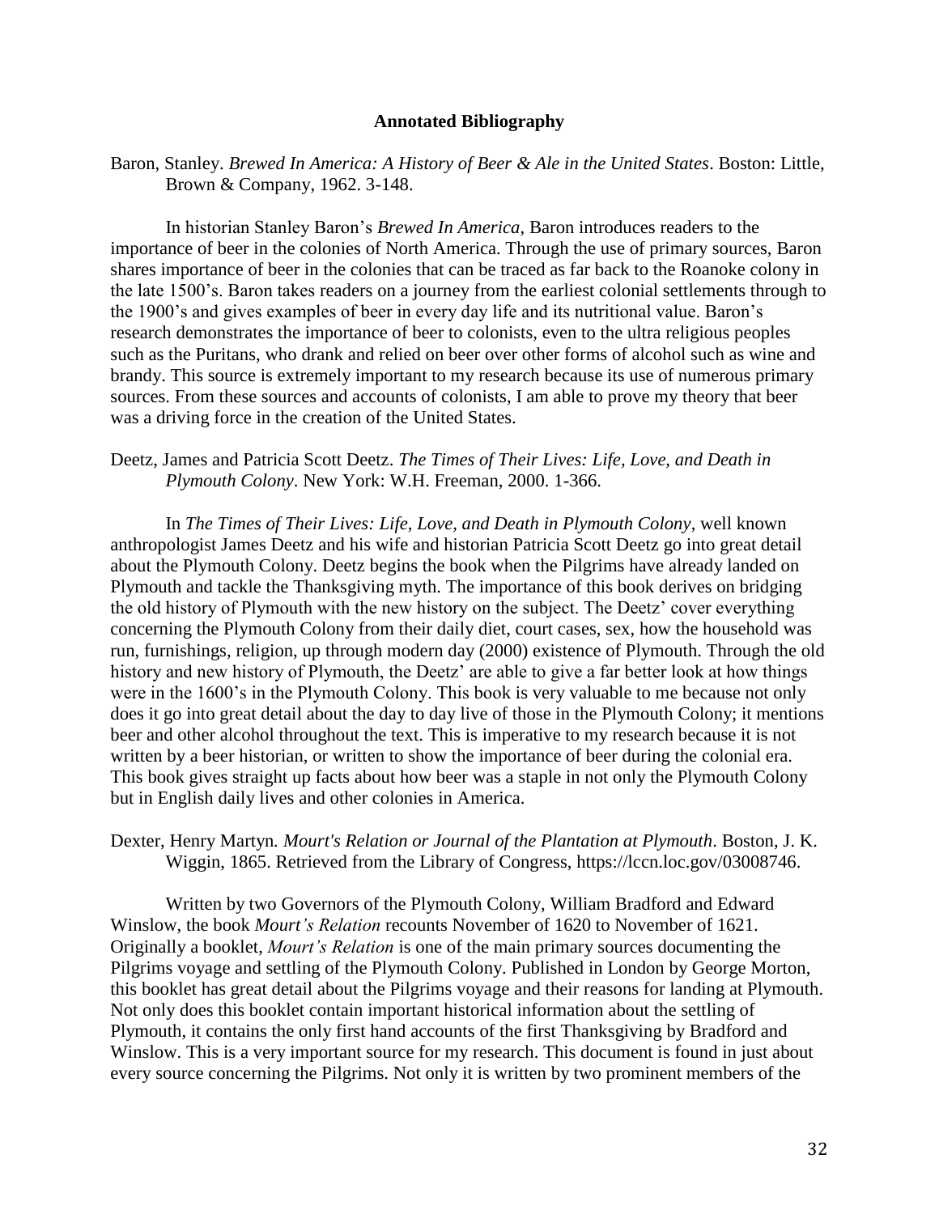## Annotated Bibliography

Baron, Stanley. *Brewed In America: A History of Beer & Ale in the United States*. Boston: Little, Brown & Company, 1962. 3-148.

In historian Stanley Baron's *Brewed In America*, Baron introduces readers to the importance of beer in the colonies of North America. Through the use of primary sources, Baron shares importance of beer in the colonies that can be traced as far back to the Roanoke colony in the late 1500's. Baron takes readers on a journey from the earliest colonial settlements through to the 1900's and gives examples of beer in every day life and its nutritional value. Baron's research demonstrates the importance of beer to colonists, even to the ultra religious peoples such as the Puritans, who drank and relied on beer over other forms of alcohol such as wine and brandy. This source is extremely important to my research because its use of numerous primary sources. From these sources and accounts of colonists, I am able to prove my theory that beer was a driving force in the creation of the United States.

Deetz, James and Patricia Scott Deetz. *The Times of Their Lives: Life, Love, and Death in Plymouth Colony*. New York: W.H. Freeman, 2000. 1-366.

In *The Times of Their Lives: Life, Love, and Death in Plymouth Colony*, well known anthropologist James Deetz and his wife and historian Patricia Scott Deetz go into great detail about the Plymouth Colony. Deetz begins the book when the Pilgrims have already landed on Plymouth and tackle the Thanksgiving myth. The importance of this book derives on bridging the old history of Plymouth with the new history on the subject. The Deetz' cover everything concerning the Plymouth Colony from their daily diet, court cases, sex, how the household was run, furnishings, religion, up through modern day (2000) existence of Plymouth. Through the old history and new history of Plymouth, the Deetz' are able to give a far better look at how things were in the 1600's in the Plymouth Colony. This book is very valuable to me because not only does it go into great detail about the day to day live of those in the Plymouth Colony; it mentions beer and other alcohol throughout the text. This is imperative to my research because it is not written by a beer historian, or written to show the importance of beer during the colonial era. This book gives straight up facts about how beer was a staple in not only the Plymouth Colony but in English daily lives and other colonies in America.

Dexter, Henry Martyn. *Mourt's Relation or Journal of the Plantation at Plymouth*. Boston, J. K. Wiggin, 1865. Retrieved from the Library of Congress, https://lccn.loc.gov/03008746.

Written by two Governors of the Plymouth Colony, William Bradford and Edward Winslow, the book *Mourt's Relation* recounts November of 1620 to November of 1621. Originally a booklet, *Mourt's Relation* is one of the main primary sources documenting the Pilgrims voyage and settling of the Plymouth Colony. Published in London by George Morton, this booklet has great detail about the Pilgrims voyage and their reasons for landing at Plymouth. Not only does this booklet contain important historical information about the settling of Plymouth, it contains the only first hand accounts of the first Thanksgiving by Bradford and Winslow. This is a very important source for my research. This document is found in just about every source concerning the Pilgrims. Not only it is written by two prominent members of the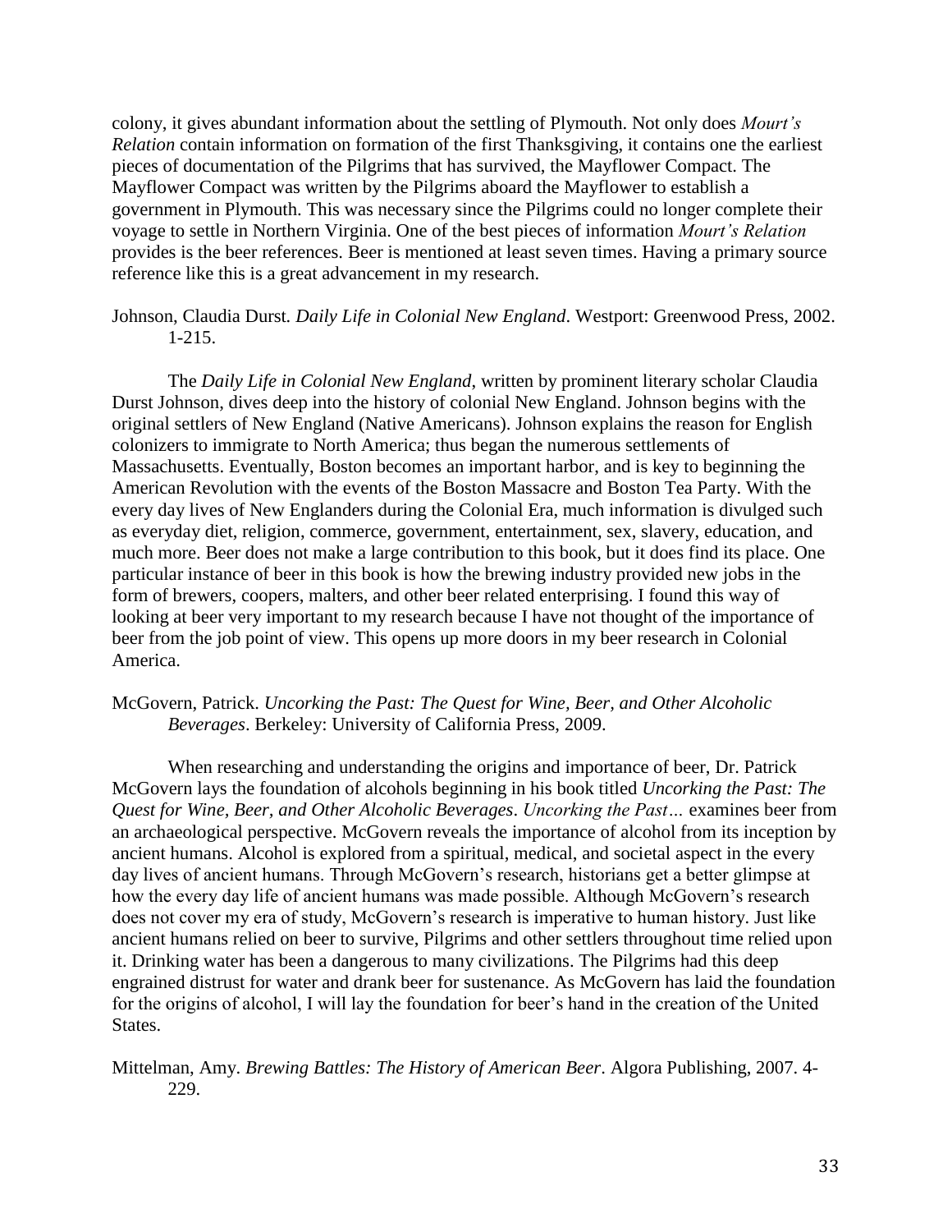colony, it gives abundant information about the settling of Plymouth. Not only does *Mourt's Relation* contain information on formation of the first Thanksgiving, it contains one the earliest pieces of documentation of the Pilgrims that has survived, the Mayflower Compact. The Mayflower Compact was written by the Pilgrims aboard the Mayflower to establish a government in Plymouth. This was necessary since the Pilgrims could no longer complete their voyage to settle in Northern Virginia. One of the best pieces of information *Mourt's Relation* provides is the beer references. Beer is mentioned at least seven times. Having a primary source reference like this is a great advancement in my research.

Johnson, Claudia Durst. *Daily Life in Colonial New England*. Westport: Greenwood Press, 2002. 1-215.

The *Daily Life in Colonial New England*, written by prominent literary scholar Claudia Durst Johnson, dives deep into the history of colonial New England. Johnson begins with the original settlers of New England (Native Americans). Johnson explains the reason for English colonizers to immigrate to North America; thus began the numerous settlements of Massachusetts. Eventually, Boston becomes an important harbor, and is key to beginning the American Revolution with the events of the Boston Massacre and Boston Tea Party. With the every day lives of New Englanders during the Colonial Era, much information is divulged such as everyday diet, religion, commerce, government, entertainment, sex, slavery, education, and much more. Beer does not make a large contribution to this book, but it does find its place. One particular instance of beer in this book is how the brewing industry provided new jobs in the form of brewers, coopers, malters, and other beer related enterprising. I found this way of looking at beer very important to my research because I have not thought of the importance of beer from the job point of view. This opens up more doors in my beer research in Colonial America.

McGovern, Patrick. *Uncorking the Past: The Quest for Wine, Beer, and Other Alcoholic Beverages*. Berkeley: University of California Press, 2009.

When researching and understanding the origins and importance of beer, Dr. Patrick McGovern lays the foundation of alcohols beginning in his book titled *Uncorking the Past: The Quest for Wine, Beer, and Other Alcoholic Beverages*. *Uncorking the Past…* examines beer from an archaeological perspective. McGovern reveals the importance of alcohol from its inception by ancient humans. Alcohol is explored from a spiritual, medical, and societal aspect in the every day lives of ancient humans. Through McGovern's research, historians get a better glimpse at how the every day life of ancient humans was made possible. Although McGovern's research does not cover my era of study, McGovern's research is imperative to human history. Just like ancient humans relied on beer to survive, Pilgrims and other settlers throughout time relied upon it. Drinking water has been a dangerous to many civilizations. The Pilgrims had this deep engrained distrust for water and drank beer for sustenance. As McGovern has laid the foundation for the origins of alcohol, I will lay the foundation for beer's hand in the creation of the United States.

Mittelman, Amy. *Brewing Battles: The History of American Beer*. Algora Publishing, 2007. 4-229.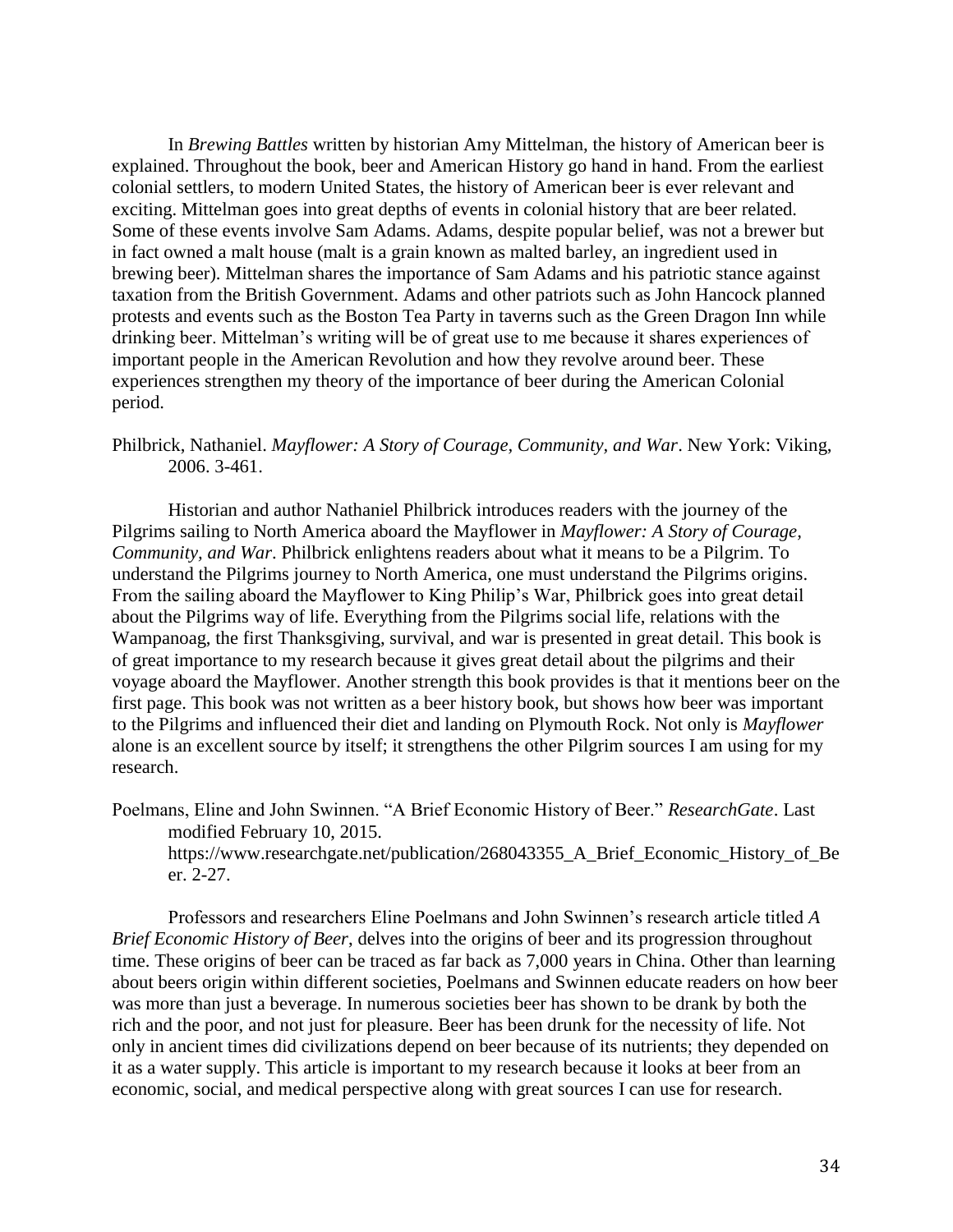In *Brewing Battles* written by historian Amy Mittelman, the history of American beer is explained. Throughout the book, beer and American History go hand in hand. From the earliest colonial settlers, to modern United States, the history of American beer is ever relevant and exciting. Mittelman goes into great depths of events in colonial history that are beer related. Some of these events involve Sam Adams. Adams, despite popular belief, was not a brewer but in fact owned a malt house (malt is a grain known as malted barley, an ingredient used in brewing beer). Mittelman shares the importance of Sam Adams and his patriotic stance against taxation from the British Government. Adams and other patriots such as John Hancock planned protests and events such as the Boston Tea Party in taverns such as the Green Dragon Inn while drinking beer. Mittelman's writing will be of great use to me because it shares experiences of important people in the American Revolution and how they revolve around beer. These experiences strengthen my theory of the importance of beer during the American Colonial period.

Philbrick, Nathaniel. *Mayflower: A Story of Courage, Community, and War*. New York: Viking, 2006. 3-461.

Historian and author Nathaniel Philbrick introduces readers with the journey of the Pilgrims sailing to North America aboard the Mayflower in *Mayflower: A Story of Courage, Community, and War*. Philbrick enlightens readers about what it means to be a Pilgrim. To understand the Pilgrims journey to North America, one must understand the Pilgrims origins. From the sailing aboard the Mayflower to King Philip's War, Philbrick goes into great detail about the Pilgrims way of life. Everything from the Pilgrims social life, relations with the Wampanoag, the first Thanksgiving, survival, and war is presented in great detail. This book is of great importance to my research because it gives great detail about the pilgrims and their voyage aboard the Mayflower. Another strength this book provides is that it mentions beer on the first page. This book was not written as a beer history book, but shows how beer was important to the Pilgrims and influenced their diet and landing on Plymouth Rock. Not only is *Mayflower* alone is an excellent source by itself; it strengthens the other Pilgrim sources I am using for my research.

Poelmans, Eline and John Swinnen. "A Brief Economic History of Beer." *ResearchGate*. Last modified February 10, 2015. https://www.researchgate.net/publication/268043355_A_Brief_Economic_History_of_Beer. 2-27.

Professors and researchers Eline Poelmans and John Swinnen's research article titled *A Brief Economic History of Beer*, delves into the origins of beer and its progression throughout time. These origins of beer can be traced as far back as 7,000 years in China. Other than learning about beers origin within different societies, Poelmans and Swinnen educate readers on how beer was more than just a beverage. In numerous societies beer has shown to be drank by both the rich and the poor, and not just for pleasure. Beer has been drunk for the necessity of life. Not only in ancient times did civilizations depend on beer because of its nutrients; they depended on it as a water supply. This article is important to my research because it looks at beer from an economic, social, and medical perspective along with great sources I can use for research.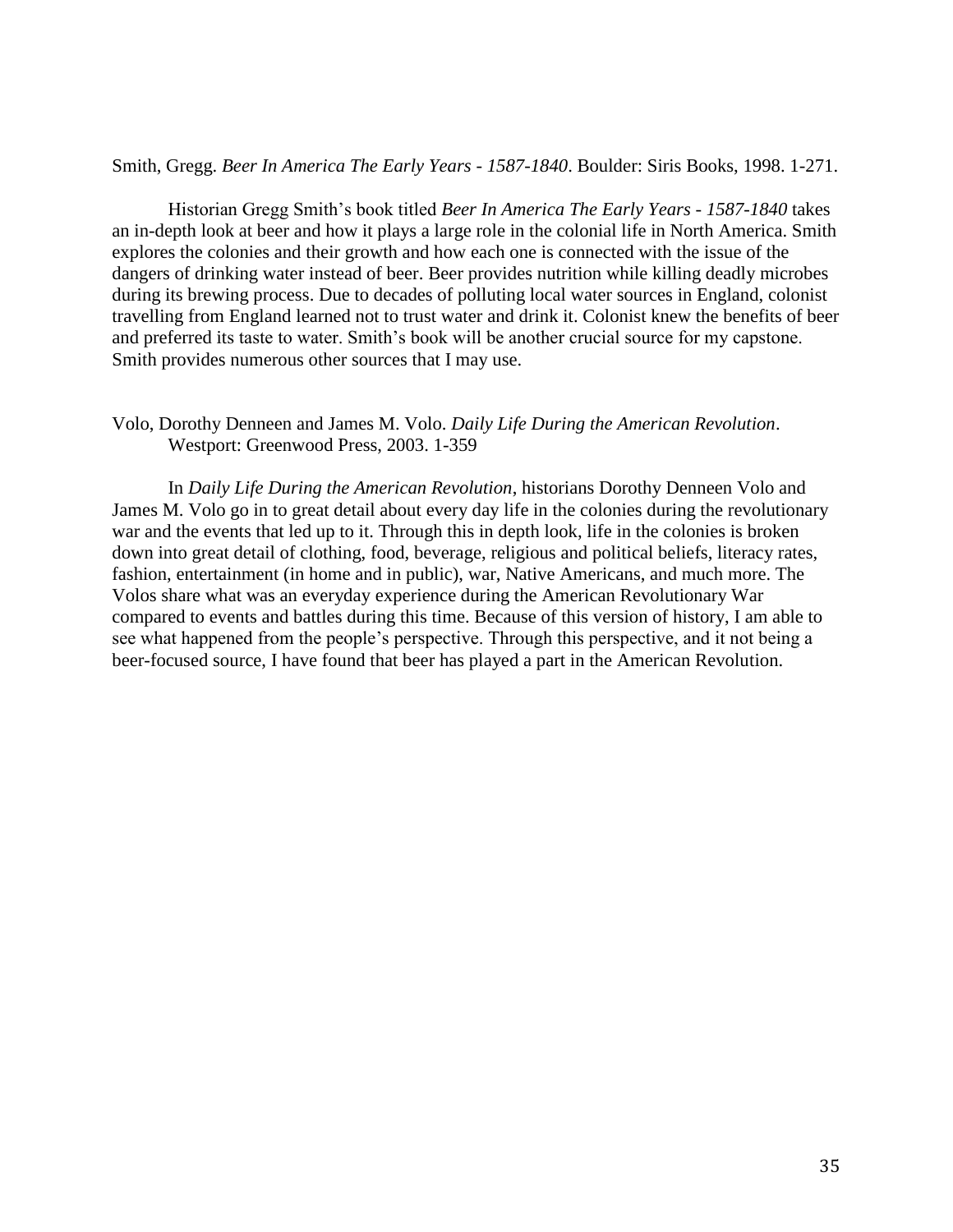Smith, Gregg. *Beer In America The Early Years - 1587-1840*. Boulder: Siris Books, 1998. 1-271.

Historian Gregg Smith's book titled *Beer In America The Early Years - 1587-1840* takes an in-depth look at beer and how it plays a large role in the colonial life in North America. Smith explores the colonies and their growth and how each one is connected with the issue of the dangers of drinking water instead of beer. Beer provides nutrition while killing deadly microbes during its brewing process. Due to decades of polluting local water sources in England, colonist travelling from England learned not to trust water and drink it. Colonist knew the benefits of beer and preferred its taste to water. Smith's book will be another crucial source for my capstone. Smith provides numerous other sources that I may use.

Volo, Dorothy Denneen and James M. Volo. *Daily Life During the American Revolution*. Westport: Greenwood Press, 2003. 1-359

In *Daily Life During the American Revolution*, historians Dorothy Denneen Volo and James M. Volo go in to great detail about every day life in the colonies during the revolutionary war and the events that led up to it. Through this in depth look, life in the colonies is broken down into great detail of clothing, food, beverage, religious and political beliefs, literacy rates, fashion, entertainment (in home and in public), war, Native Americans, and much more. The Volos share what was an everyday experience during the American Revolutionary War compared to events and battles during this time. Because of this version of history, I am able to see what happened from the people's perspective. Through this perspective, and it not being a beer-focused source, I have found that beer has played a part in the American Revolution.